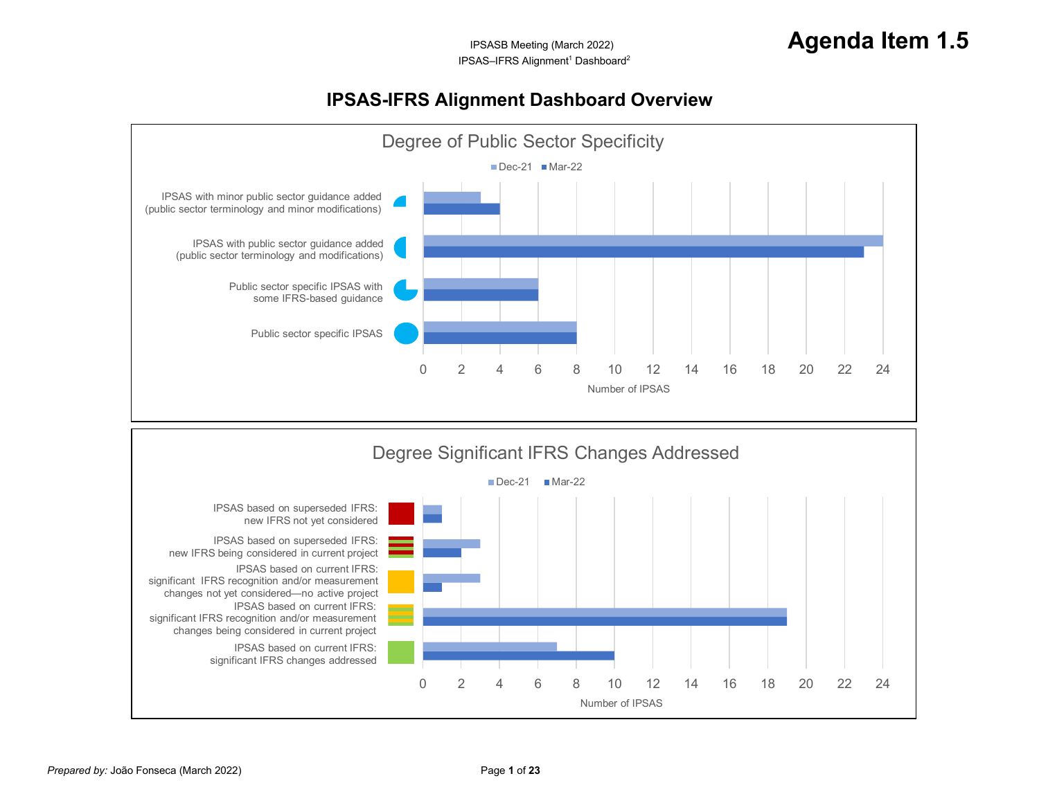IPSASB Meeting (March 2022)
IPSAS–IFRS Alignment[1] Dashboard[2]

# Agenda Item 1.5

## IPSAS-IFRS Alignment Dashboard Overview

### Degree of Public Sector Specificity

| Category | Dec-21 | Mar-22 |
|---|---|---|
| IPSAS with minor public sector guidance added (public sector terminology and minor modifications) | 3 | 4 |
| IPSAS with public sector guidance added (public sector terminology and modifications) | 24 | 23 |
| Public sector specific IPSAS with some IFRS-based guidance | 6 | 6 |
| Public sector specific IPSAS | 8 | 8 |

Number of IPSAS

### Degree Significant IFRS Changes Addressed

| Category | Dec-21 | Mar-22 |
|---|---|---|
| IPSAS based on superseded IFRS: new IFRS not yet considered | 1 | 1 |
| IPSAS based on superseded IFRS: new IFRS being considered in current project | 3 | 2 |
| IPSAS based on current IFRS: significant IFRS recognition and/or measurement changes not yet considered—no active project | 3 | 1 |
| IPSAS based on current IFRS: significant IFRS recognition and/or measurement changes being considered in current project | 19 | 19 |
| IPSAS based on current IFRS: significant IFRS changes addressed | 7 | 10 |

Number of IPSAS

*Prepared by:* João Fonseca (March 2022)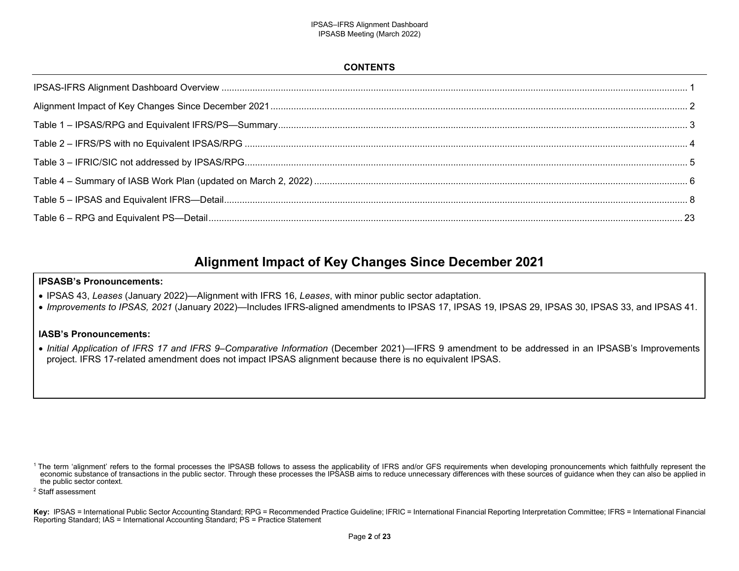**CONTENTS**

| | |
|---|---|
| IPSAS-IFRS Alignment Dashboard Overview | 1 |
| Alignment Impact of Key Changes Since December 2021 | 2 |
| Table 1 – IPSAS/RPG and Equivalent IFRS/PS—Summary | 3 |
| Table 2 – IFRS/PS with no Equivalent IPSAS/RPG | 4 |
| Table 3 – IFRIC/SIC not addressed by IPSAS/RPG | 5 |
| Table 4 – Summary of IASB Work Plan (updated on March 2, 2022) | 6 |
| Table 5 – IPSAS and Equivalent IFRS—Detail | 8 |
| Table 6 – RPG and Equivalent PS—Detail | 23 |

# Alignment Impact of Key Changes Since December 2021

**IPSASB's Pronouncements:**

- IPSAS 43, *Leases* (January 2022)—Alignment with IFRS 16, *Leases*, with minor public sector adaptation.
- *Improvements to IPSAS, 2021* (January 2022)—Includes IFRS-aligned amendments to IPSAS 17, IPSAS 19, IPSAS 29, IPSAS 30, IPSAS 33, and IPSAS 41.

**IASB's Pronouncements:**

- *Initial Application of IFRS 17 and IFRS 9–Comparative Information* (December 2021)—IFRS 9 amendment to be addressed in an IPSASB's Improvements project. IFRS 17-related amendment does not impact IPSAS alignment because there is no equivalent IPSAS.

[1] The term 'alignment' refers to the formal processes the IPSASB follows to assess the applicability of IFRS and/or GFS requirements when developing pronouncements which faithfully represent the economic substance of transactions in the public sector. Through these processes the IPSASB aims to reduce unnecessary differences with these sources of guidance when they can also be applied in the public sector context.

[2] Staff assessment

**Key:** IPSAS = International Public Sector Accounting Standard; RPG = Recommended Practice Guideline; IFRIC = International Financial Reporting Interpretation Committee; IFRS = International Financial Reporting Standard; IAS = International Accounting Standard; PS = Practice Statement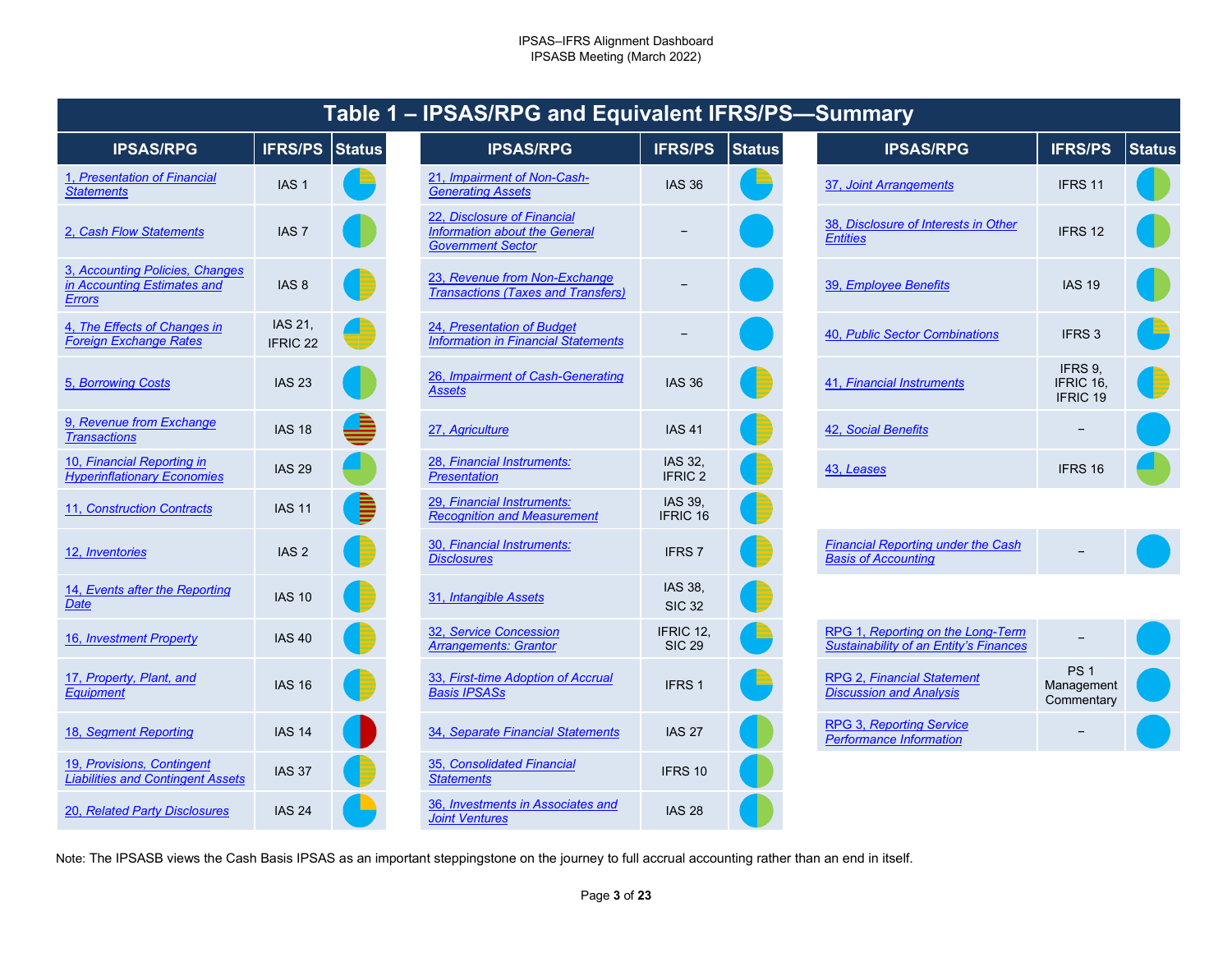IPSAS–IFRS Alignment Dashboard
IPSASB Meeting (March 2022)

## Table 1 – IPSAS/RPG and Equivalent IFRS/PS—Summary

| IPSAS/RPG | IFRS/PS | Status |
|---|---|---|
| 1, Presentation of Financial Statements | IAS 1 | |
| 2, Cash Flow Statements | IAS 7 | |
| 3, Accounting Policies, Changes in Accounting Estimates and Errors | IAS 8 | |
| 4, The Effects of Changes in Foreign Exchange Rates | IAS 21, IFRIC 22 | |
| 5, Borrowing Costs | IAS 23 | |
| 9, Revenue from Exchange Transactions | IAS 18 | |
| 10, Financial Reporting in Hyperinflationary Economies | IAS 29 | |
| 11, Construction Contracts | IAS 11 | |
| 12, Inventories | IAS 2 | |
| 14, Events after the Reporting Date | IAS 10 | |
| 16, Investment Property | IAS 40 | |
| 17, Property, Plant, and Equipment | IAS 16 | |
| 18, Segment Reporting | IAS 14 | |
| 19, Provisions, Contingent Liabilities and Contingent Assets | IAS 37 | |
| 20, Related Party Disclosures | IAS 24 | |
| 21, Impairment of Non-Cash-Generating Assets | IAS 36 | |
| 22, Disclosure of Financial Information about the General Government Sector | – | |
| 23, Revenue from Non-Exchange Transactions (Taxes and Transfers) | – | |
| 24, Presentation of Budget Information in Financial Statements | – | |
| 26, Impairment of Cash-Generating Assets | IAS 36 | |
| 27, Agriculture | IAS 41 | |
| 28, Financial Instruments: Presentation | IAS 32, IFRIC 2 | |
| 29, Financial Instruments: Recognition and Measurement | IAS 39, IFRIC 16 | |
| 30, Financial Instruments: Disclosures | IFRS 7 | |
| 31, Intangible Assets | IAS 38, SIC 32 | |
| 32, Service Concession Arrangements: Grantor | IFRIC 12, SIC 29 | |
| 33, First-time Adoption of Accrual Basis IPSASs | IFRS 1 | |
| 34, Separate Financial Statements | IAS 27 | |
| 35, Consolidated Financial Statements | IFRS 10 | |
| 36, Investments in Associates and Joint Ventures | IAS 28 | |
| 37, Joint Arrangements | IFRS 11 | |
| 38, Disclosure of Interests in Other Entities | IFRS 12 | |
| 39, Employee Benefits | IAS 19 | |
| 40, Public Sector Combinations | IFRS 3 | |
| 41, Financial Instruments | IFRS 9, IFRIC 16, IFRIC 19 | |
| 42, Social Benefits | – | |
| 43, Leases | IFRS 16 | |
| Financial Reporting under the Cash Basis of Accounting | – | |
| RPG 1, Reporting on the Long-Term Sustainability of an Entity's Finances | – | |
| RPG 2, Financial Statement Discussion and Analysis | PS 1 Management Commentary | |
| RPG 3, Reporting Service Performance Information | – | |

Note: The IPSASB views the Cash Basis IPSAS as an important steppingstone on the journey to full accrual accounting rather than an end in itself.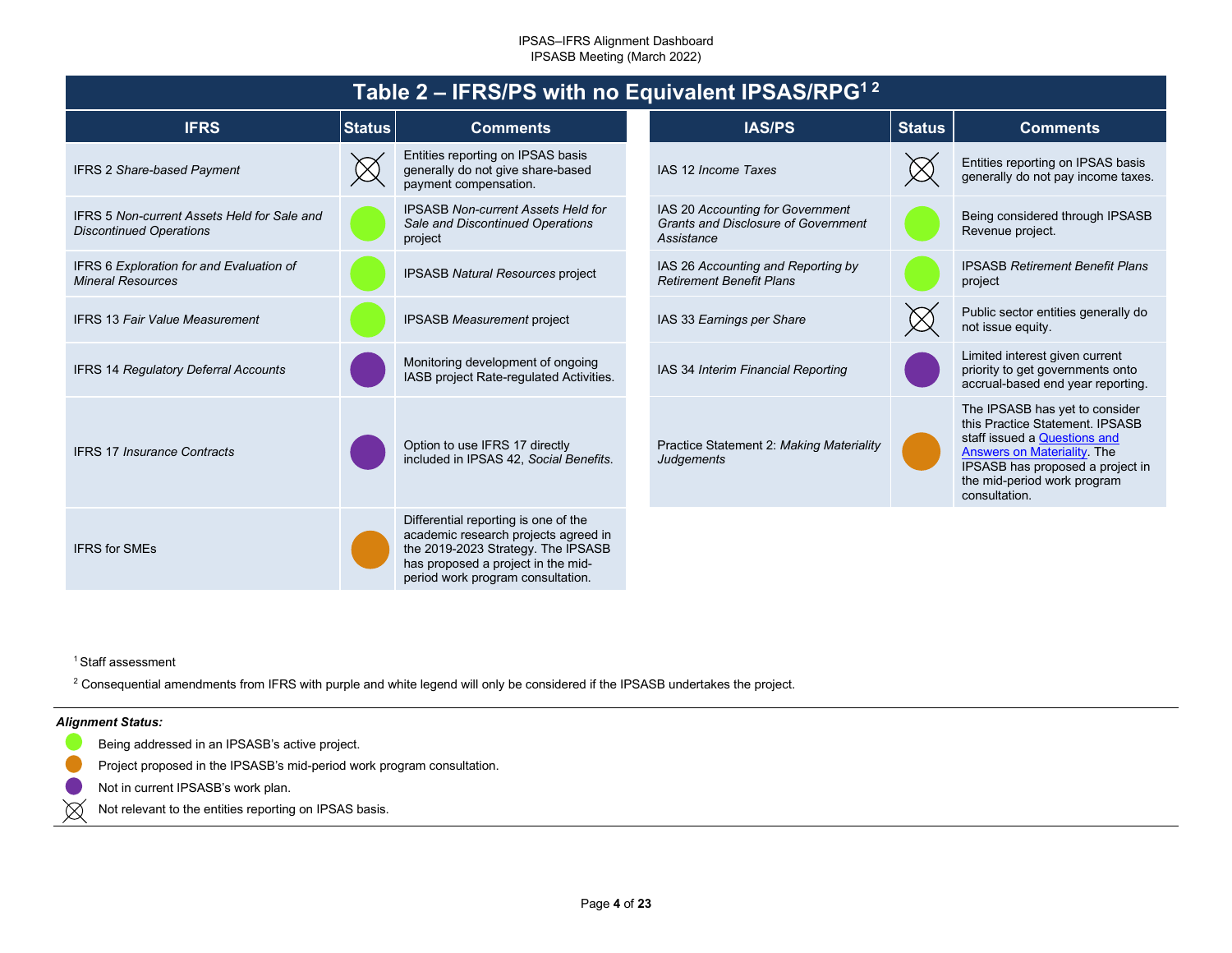## Table 2 – IFRS/PS with no Equivalent IPSAS/RPG[1 2]

| IFRS | Status | Comments |
|---|---|---|
| IFRS 2 *Share-based Payment* | ⊗ | Entities reporting on IPSAS basis generally do not give share-based payment compensation. |
| IFRS 5 *Non-current Assets Held for Sale and Discontinued Operations* | ● (green) | IPSASB *Non-current Assets Held for Sale and Discontinued Operations* project |
| IFRS 6 *Exploration for and Evaluation of Mineral Resources* | ● (green) | IPSASB *Natural Resources* project |
| IFRS 13 *Fair Value Measurement* | ● (green) | IPSASB *Measurement* project |
| IFRS 14 *Regulatory Deferral Accounts* | ● (purple) | Monitoring development of ongoing IASB project Rate-regulated Activities. |
| IFRS 17 *Insurance Contracts* | ● (purple) | Option to use IFRS 17 directly included in IPSAS 42, *Social Benefits*. |
| IFRS for SMEs | ● (orange) | Differential reporting is one of the academic research projects agreed in the 2019-2023 Strategy. The IPSASB has proposed a project in the mid-period work program consultation. |

| IAS/PS | Status | Comments |
|---|---|---|
| IAS 12 *Income Taxes* | ⊗ | Entities reporting on IPSAS basis generally do not pay income taxes. |
| IAS 20 *Accounting for Government Grants and Disclosure of Government Assistance* | ● (green) | Being considered through IPSASB Revenue project. |
| IAS 26 *Accounting and Reporting by Retirement Benefit Plans* | ● (green) | IPSASB *Retirement Benefit Plans* project |
| IAS 33 *Earnings per Share* | ⊗ | Public sector entities generally do not issue equity. |
| IAS 34 *Interim Financial Reporting* | ● (purple) | Limited interest given current priority to get governments onto accrual-based end year reporting. |
| Practice Statement 2: *Making Materiality Judgements* | ● (orange) | The IPSASB has yet to consider this Practice Statement. IPSASB staff issued a Questions and Answers on Materiality. The IPSASB has proposed a project in the mid-period work program consultation. |

[1] Staff assessment

[2] Consequential amendments from IFRS with purple and white legend will only be considered if the IPSASB undertakes the project.

***Alignment Status:***

- ● (green) Being addressed in an IPSASB's active project.
- ● (orange) Project proposed in the IPSASB's mid-period work program consultation.
- ● (purple) Not in current IPSASB's work plan.
- ⊗ Not relevant to the entities reporting on IPSAS basis.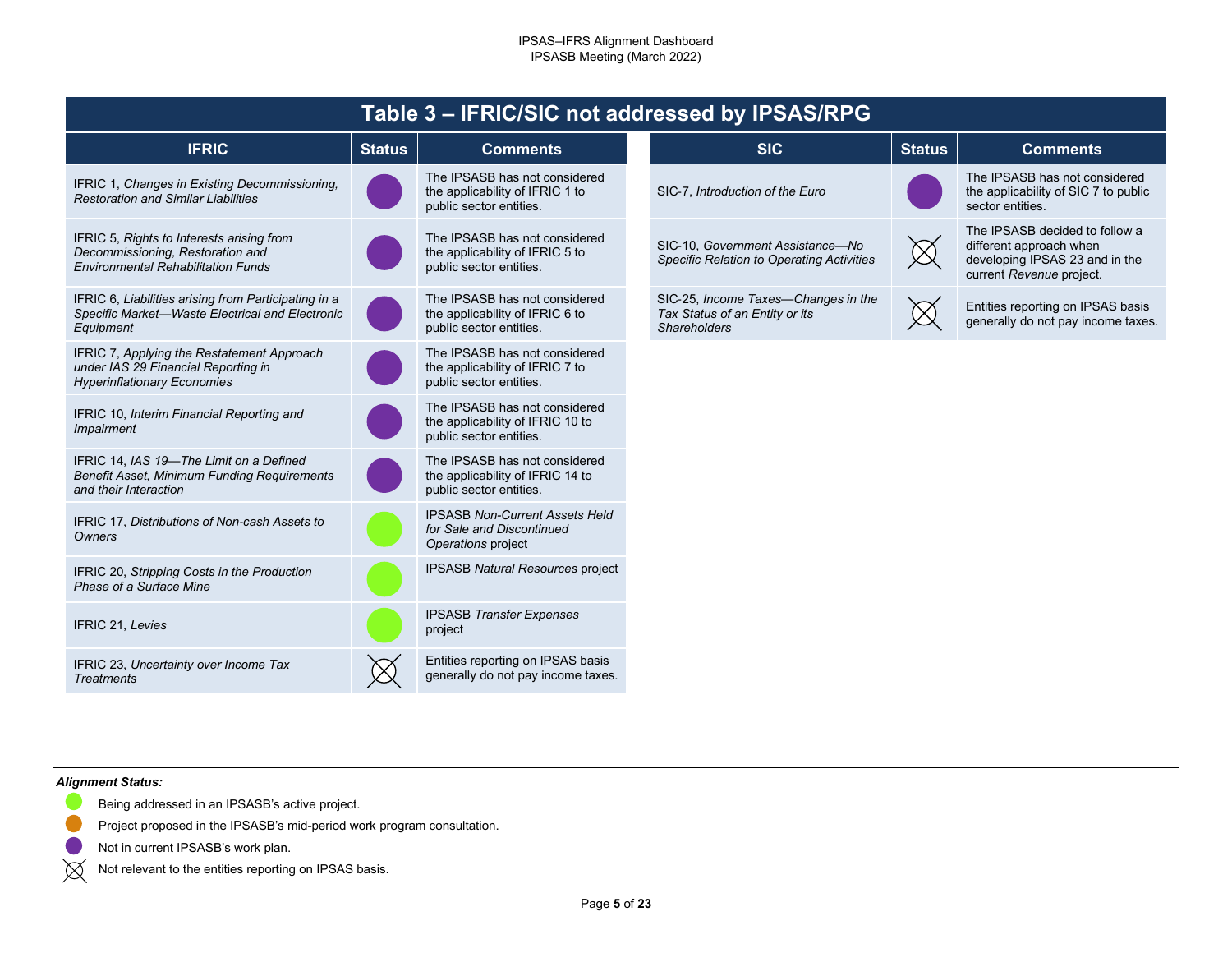## Table 3 – IFRIC/SIC not addressed by IPSAS/RPG

| IFRIC | Status | Comments |
|---|---|---|
| IFRIC 1, *Changes in Existing Decommissioning, Restoration and Similar Liabilities* | Not in current IPSASB's work plan | The IPSASB has not considered the applicability of IFRIC 1 to public sector entities. |
| IFRIC 5, *Rights to Interests arising from Decommissioning, Restoration and Environmental Rehabilitation Funds* | Not in current IPSASB's work plan | The IPSASB has not considered the applicability of IFRIC 5 to public sector entities. |
| IFRIC 6, *Liabilities arising from Participating in a Specific Market—Waste Electrical and Electronic Equipment* | Not in current IPSASB's work plan | The IPSASB has not considered the applicability of IFRIC 6 to public sector entities. |
| IFRIC 7, *Applying the Restatement Approach under IAS 29 Financial Reporting in Hyperinflationary Economies* | Not in current IPSASB's work plan | The IPSASB has not considered the applicability of IFRIC 7 to public sector entities. |
| IFRIC 10, *Interim Financial Reporting and Impairment* | Not in current IPSASB's work plan | The IPSASB has not considered the applicability of IFRIC 10 to public sector entities. |
| IFRIC 14, *IAS 19—The Limit on a Defined Benefit Asset, Minimum Funding Requirements and their Interaction* | Not in current IPSASB's work plan | The IPSASB has not considered the applicability of IFRIC 14 to public sector entities. |
| IFRIC 17, *Distributions of Non-cash Assets to Owners* | Being addressed in an IPSASB's active project | IPSASB *Non-Current Assets Held for Sale and Discontinued Operations* project |
| IFRIC 20, *Stripping Costs in the Production Phase of a Surface Mine* | Being addressed in an IPSASB's active project | IPSASB *Natural Resources* project |
| IFRIC 21, *Levies* | Being addressed in an IPSASB's active project | IPSASB *Transfer Expenses* project |
| IFRIC 23, *Uncertainty over Income Tax Treatments* | Not relevant to the entities reporting on IPSAS basis | Entities reporting on IPSAS basis generally do not pay income taxes. |

| SIC | Status | Comments |
|---|---|---|
| SIC-7, *Introduction of the Euro* | Not in current IPSASB's work plan | The IPSASB has not considered the applicability of SIC 7 to public sector entities. |
| SIC-10, *Government Assistance—No Specific Relation to Operating Activities* | Not relevant to the entities reporting on IPSAS basis | The IPSASB decided to follow a different approach when developing IPSAS 23 and in the current *Revenue* project. |
| SIC-25, *Income Taxes—Changes in the Tax Status of an Entity or its Shareholders* | Not relevant to the entities reporting on IPSAS basis | Entities reporting on IPSAS basis generally do not pay income taxes. |

***Alignment Status:***

- (Green) Being addressed in an IPSASB's active project.
- (Orange) Project proposed in the IPSASB's mid-period work program consultation.
- (Purple) Not in current IPSASB's work plan.
- (Crossed circle) Not relevant to the entities reporting on IPSAS basis.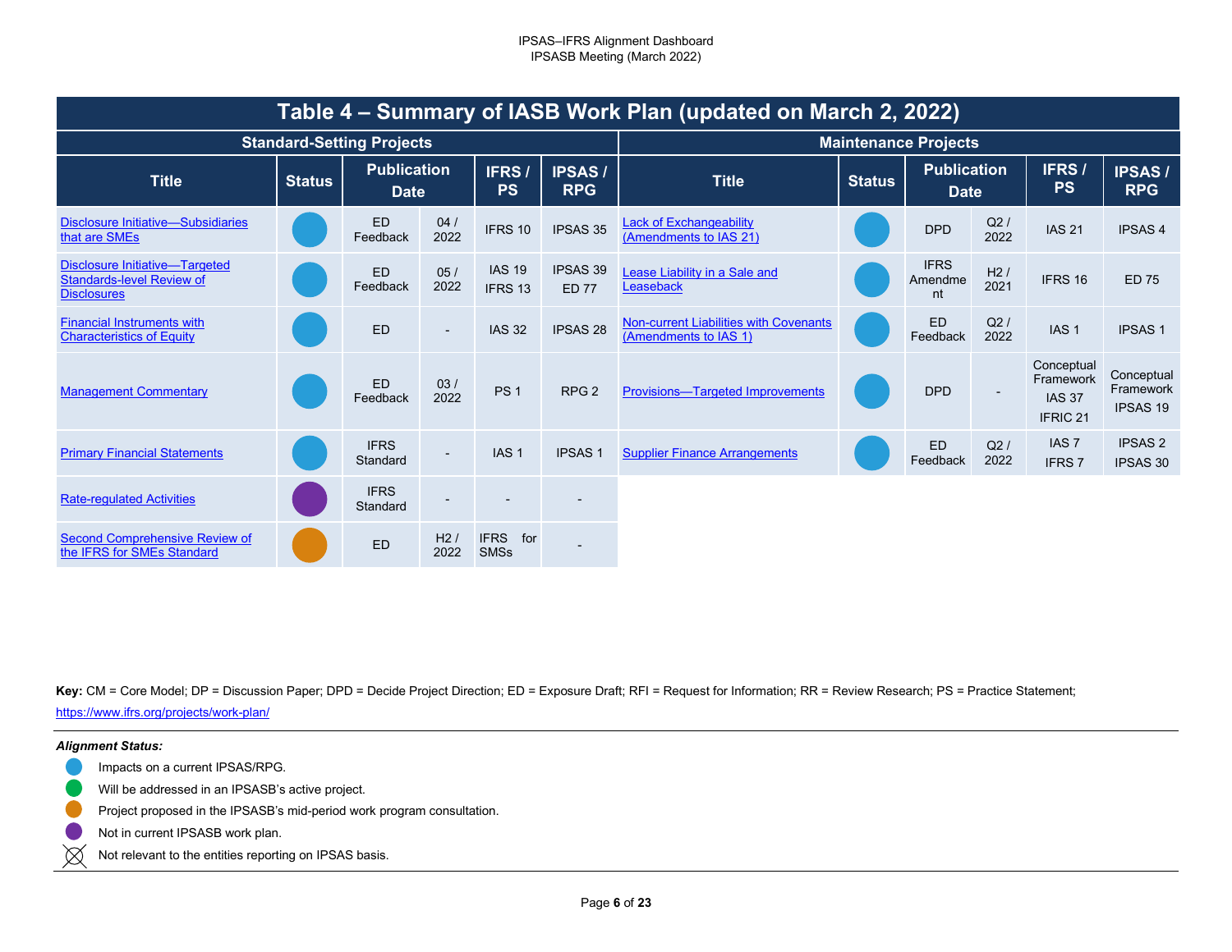# Table 4 – Summary of IASB Work Plan (updated on March 2, 2022)

## Standard-Setting Projects

| Title | Status | Publication Date | | IFRS / PS | IPSAS / RPG |
|---|---|---|---|---|---|
| Disclosure Initiative—Subsidiaries that are SMEs | Blue | ED Feedback | 04 / 2022 | IFRS 10 | IPSAS 35 |
| Disclosure Initiative—Targeted Standards-level Review of Disclosures | Blue | ED Feedback | 05 / 2022 | IAS 19 IFRS 13 | IPSAS 39 ED 77 |
| Financial Instruments with Characteristics of Equity | Blue | ED | - | IAS 32 | IPSAS 28 |
| Management Commentary | Blue | ED Feedback | 03 / 2022 | PS 1 | RPG 2 |
| Primary Financial Statements | Blue | IFRS Standard | - | IAS 1 | IPSAS 1 |
| Rate-regulated Activities | Purple | IFRS Standard | - | - | - |
| Second Comprehensive Review of the IFRS for SMEs Standard | Orange | ED | H2 / 2022 | IFRS for SMSs | - |

## Maintenance Projects

| Title | Status | Publication Date | | IFRS / PS | IPSAS / RPG |
|---|---|---|---|---|---|
| Lack of Exchangeability (Amendments to IAS 21) | Blue | DPD | Q2 / 2022 | IAS 21 | IPSAS 4 |
| Lease Liability in a Sale and Leaseback | Blue | IFRS Amendment | H2 / 2021 | IFRS 16 | ED 75 |
| Non-current Liabilities with Covenants (Amendments to IAS 1) | Blue | ED Feedback | Q2 / 2022 | IAS 1 | IPSAS 1 |
| Provisions—Targeted Improvements | Blue | DPD | - | Conceptual Framework IAS 37 IFRIC 21 | Conceptual Framework IPSAS 19 |
| Supplier Finance Arrangements | Blue | ED Feedback | Q2 / 2022 | IAS 7 IFRS 7 | IPSAS 2 IPSAS 30 |

**Key:** CM = Core Model; DP = Discussion Paper; DPD = Decide Project Direction; ED = Exposure Draft; RFI = Request for Information; RR = Review Research; PS = Practice Statement; https://www.ifrs.org/projects/work-plan/

***Alignment Status:***

- Blue: Impacts on a current IPSAS/RPG.
- Green: Will be addressed in an IPSASB's active project.
- Orange: Project proposed in the IPSASB's mid-period work program consultation.
- Purple: Not in current IPSASB work plan.
- ⌧: Not relevant to the entities reporting on IPSAS basis.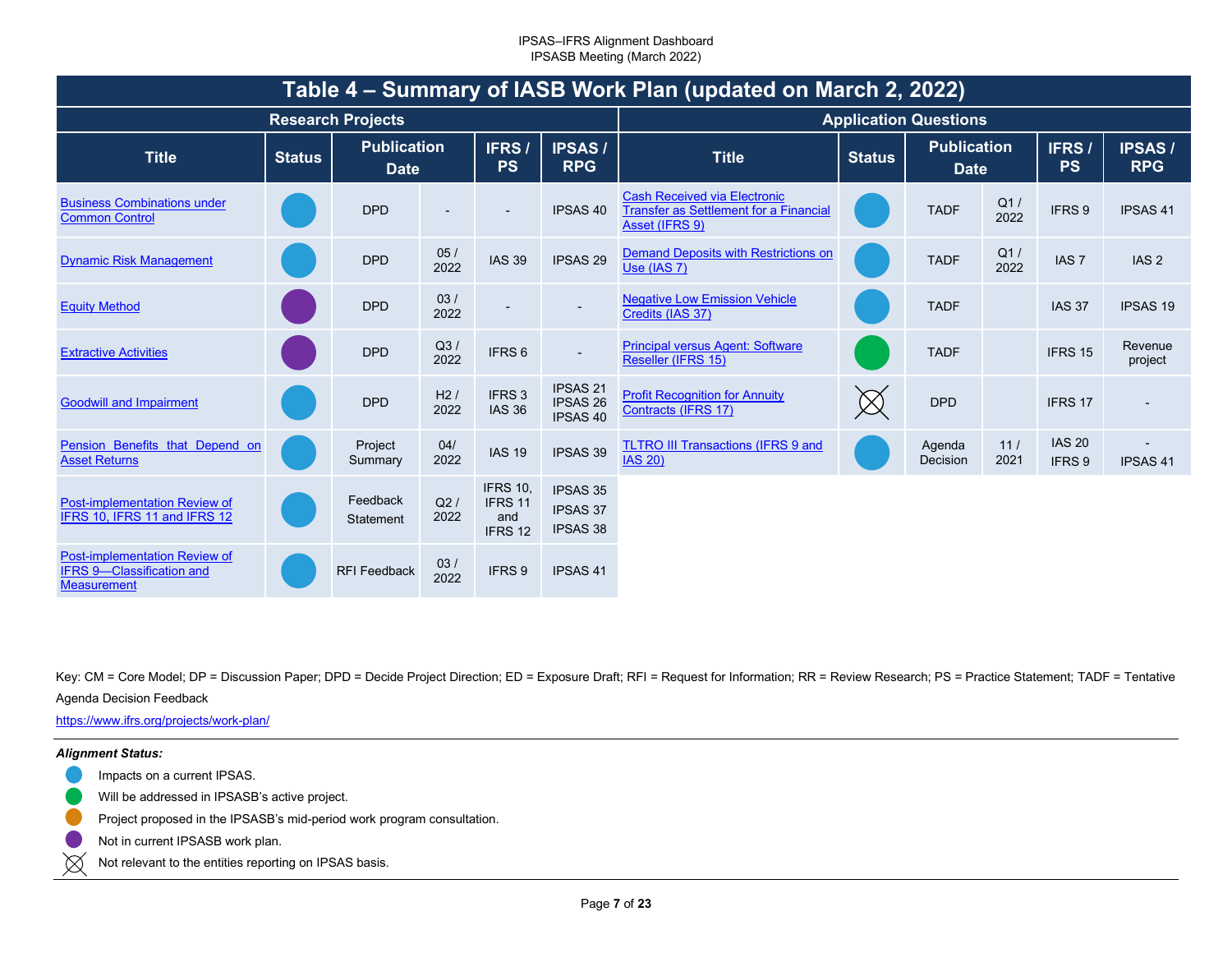## Table 4 – Summary of IASB Work Plan (updated on March 2, 2022)

| Research Projects | | | | | | Application Questions | | | | | |
|---|---|---|---|---|---|---|---|---|---|---|---|
| **Title** | **Status** | **Publication Date** | | **IFRS / PS** | **IPSAS / RPG** | **Title** | **Status** | **Publication Date** | | **IFRS / PS** | **IPSAS / RPG** |
| Business Combinations under Common Control | Impacts on a current IPSAS | DPD | - | - | IPSAS 40 | Cash Received via Electronic Transfer as Settlement for a Financial Asset (IFRS 9) | Impacts on a current IPSAS | TADF | Q1 / 2022 | IFRS 9 | IPSAS 41 |
| Dynamic Risk Management | Impacts on a current IPSAS | DPD | 05 / 2022 | IAS 39 | IPSAS 29 | Demand Deposits with Restrictions on Use (IAS 7) | Impacts on a current IPSAS | TADF | Q1 / 2022 | IAS 7 | IAS 2 |
| Equity Method | Not in current IPSASB work plan | DPD | 03 / 2022 | - | - | Negative Low Emission Vehicle Credits (IAS 37) | Impacts on a current IPSAS | TADF | | IAS 37 | IPSAS 19 |
| Extractive Activities | Not in current IPSASB work plan | DPD | Q3 / 2022 | IFRS 6 | - | Principal versus Agent: Software Reseller (IFRS 15) | Will be addressed in IPSASB's active project | TADF | | IFRS 15 | Revenue project |
| Goodwill and Impairment | Impacts on a current IPSAS | DPD | H2 / 2022 | IFRS 3 IAS 36 | IPSAS 21 IPSAS 26 IPSAS 40 | Profit Recognition for Annuity Contracts (IFRS 17) | Not relevant to the entities reporting on IPSAS basis | DPD | | IFRS 17 | - |
| Pension Benefits that Depend on Asset Returns | Impacts on a current IPSAS | Project Summary | 04/ 2022 | IAS 19 | IPSAS 39 | TLTRO III Transactions (IFRS 9 and IAS 20) | Impacts on a current IPSAS | Agenda Decision | 11 / 2021 | IAS 20 IFRS 9 | - IPSAS 41 |
| Post-implementation Review of IFRS 10, IFRS 11 and IFRS 12 | Impacts on a current IPSAS | Feedback Statement | Q2 / 2022 | IFRS 10, IFRS 11 and IFRS 12 | IPSAS 35 IPSAS 37 IPSAS 38 | | | | | | |
| Post-implementation Review of IFRS 9—Classification and Measurement | Impacts on a current IPSAS | RFI Feedback | 03 / 2022 | IFRS 9 | IPSAS 41 | | | | | | |

Key: CM = Core Model; DP = Discussion Paper; DPD = Decide Project Direction; ED = Exposure Draft; RFI = Request for Information; RR = Review Research; PS = Practice Statement; TADF = Tentative Agenda Decision Feedback

https://www.ifrs.org/projects/work-plan/

***Alignment Status:***

- (Blue) Impacts on a current IPSAS.
- (Green) Will be addressed in IPSASB's active project.
- (Orange) Project proposed in the IPSASB's mid-period work program consultation.
- (Purple) Not in current IPSASB work plan.
- (Crossed circle) Not relevant to the entities reporting on IPSAS basis.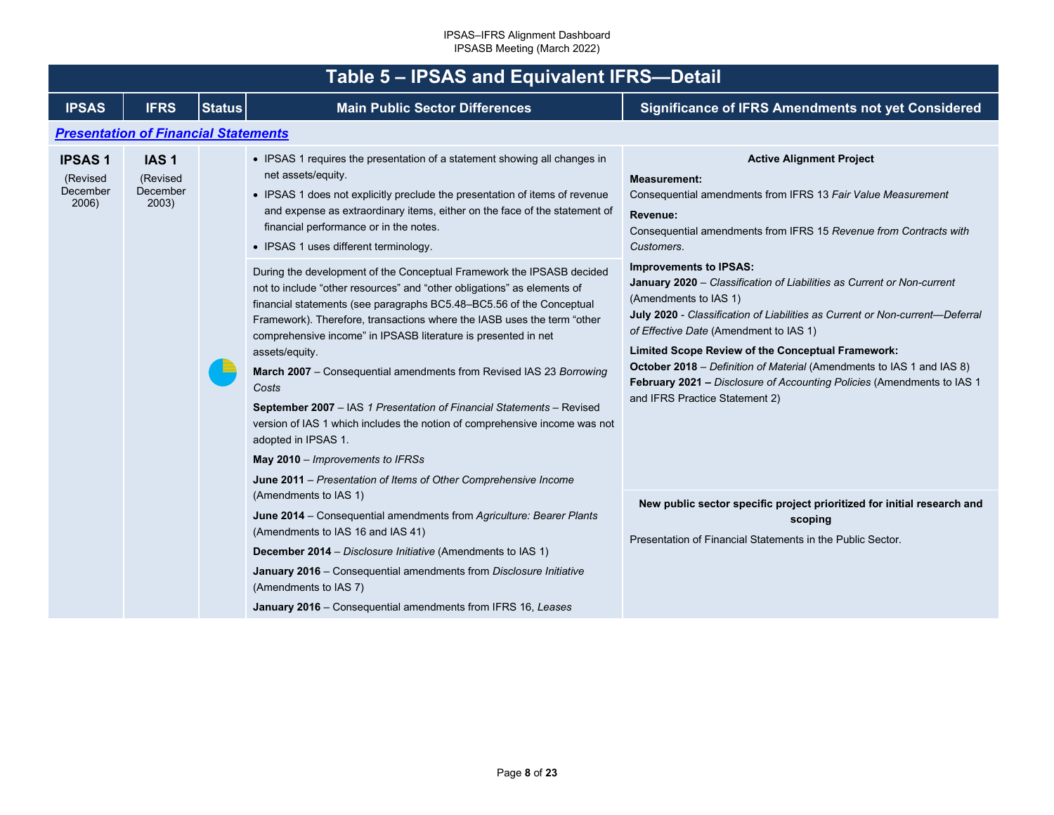# Table 5 – IPSAS and Equivalent IFRS—Detail

| IPSAS | IFRS | Status | Main Public Sector Differences | Significance of IFRS Amendments not yet Considered |
|---|---|---|---|---|
| ***Presentation of Financial Statements*** | | | | |
| **IPSAS 1** (Revised December 2006) | **IAS 1** (Revised December 2003) | | • IPSAS 1 requires the presentation of a statement showing all changes in net assets/equity.<br>• IPSAS 1 does not explicitly preclude the presentation of items of revenue and expense as extraordinary items, either on the face of the statement of financial performance or in the notes.<br>• IPSAS 1 uses different terminology. | **Active Alignment Project**<br>**Measurement:**<br>Consequential amendments from IFRS 13 *Fair Value Measurement*<br>**Revenue:**<br>Consequential amendments from IFRS 15 *Revenue from Contracts with Customers*.<br>**Improvements to IPSAS:**<br>**January 2020** – *Classification of Liabilities as Current or Non-current* (Amendments to IAS 1)<br>**July 2020** - *Classification of Liabilities as Current or Non-current—Deferral of Effective Date* (Amendment to IAS 1)<br>**Limited Scope Review of the Conceptual Framework:**<br>**October 2018** – *Definition of Material* (Amendments to IAS 1 and IAS 8)<br>**February 2021 –** *Disclosure of Accounting Policies* (Amendments to IAS 1 and IFRS Practice Statement 2) |
| | | | During the development of the Conceptual Framework the IPSASB decided not to include "other resources" and "other obligations" as elements of financial statements (see paragraphs BC5.48–BC5.56 of the Conceptual Framework). Therefore, transactions where the IASB uses the term "other comprehensive income" in IPSASB literature is presented in net assets/equity.<br>**March 2007** – Consequential amendments from Revised IAS 23 *Borrowing Costs*<br>**September 2007** – IAS *1 Presentation of Financial Statements* – Revised version of IAS 1 which includes the notion of comprehensive income was not adopted in IPSAS 1.<br>**May 2010** – *Improvements to IFRSs*<br>**June 2011** – *Presentation of Items of Other Comprehensive Income* (Amendments to IAS 1)<br>**June 2014** – Consequential amendments from *Agriculture: Bearer Plants* (Amendments to IAS 16 and IAS 41)<br>**December 2014** – *Disclosure Initiative* (Amendments to IAS 1)<br>**January 2016** – Consequential amendments from *Disclosure Initiative* (Amendments to IAS 7)<br>**January 2016** – Consequential amendments from IFRS 16, *Leases* | **New public sector specific project prioritized for initial research and scoping**<br>Presentation of Financial Statements in the Public Sector. |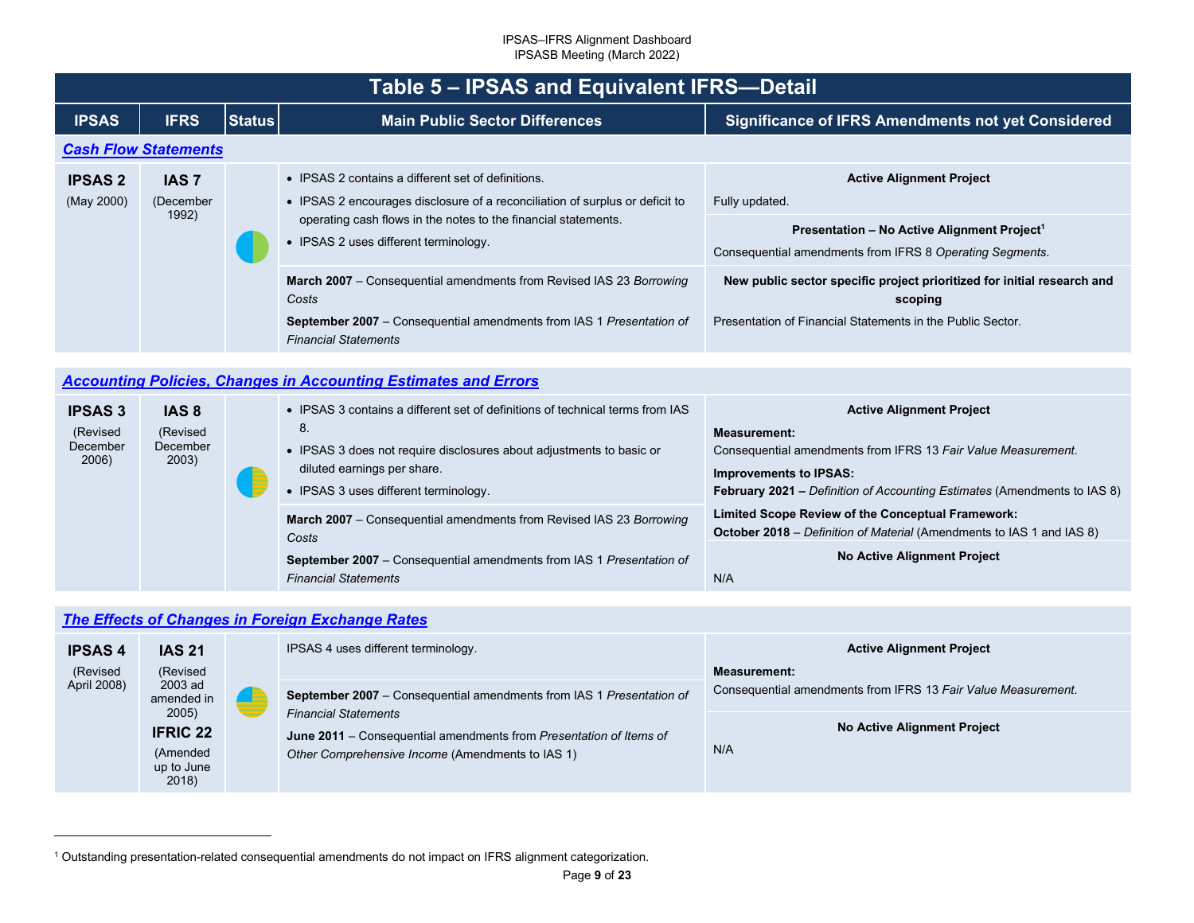## Table 5 – IPSAS and Equivalent IFRS—Detail

| IPSAS | IFRS | Status | Main Public Sector Differences | Significance of IFRS Amendments not yet Considered |
|---|---|---|---|---|
| ***Cash Flow Statements*** | | | | |
| **IPSAS 2** (May 2000) | **IAS 7** (December 1992) | | • IPSAS 2 contains a different set of definitions.<br>• IPSAS 2 encourages disclosure of a reconciliation of surplus or deficit to operating cash flows in the notes to the financial statements.<br>• IPSAS 2 uses different terminology. | **Active Alignment Project**<br>Fully updated.<br>**Presentation – No Active Alignment Project**[1]<br>Consequential amendments from IFRS 8 *Operating Segments*. |
| | | | **March 2007** – Consequential amendments from Revised IAS 23 *Borrowing Costs*<br>**September 2007** – Consequential amendments from IAS 1 *Presentation of Financial Statements* | **New public sector specific project prioritized for initial research and scoping**<br>Presentation of Financial Statements in the Public Sector. |
| ***Accounting Policies, Changes in Accounting Estimates and Errors*** | | | | |
| **IPSAS 3** (Revised December 2006) | **IAS 8** (Revised December 2003) | | • IPSAS 3 contains a different set of definitions of technical terms from IAS 8.<br>• IPSAS 3 does not require disclosures about adjustments to basic or diluted earnings per share.<br>• IPSAS 3 uses different terminology. | **Active Alignment Project**<br>**Measurement:**<br>Consequential amendments from IFRS 13 *Fair Value Measurement*.<br>**Improvements to IPSAS:**<br>**February 2021 –** *Definition of Accounting Estimates* (Amendments to IAS 8)<br>**Limited Scope Review of the Conceptual Framework:**<br>**October 2018** – *Definition of Material* (Amendments to IAS 1 and IAS 8) |
| | | | **March 2007** – Consequential amendments from Revised IAS 23 *Borrowing Costs*<br>**September 2007** – Consequential amendments from IAS 1 *Presentation of Financial Statements* | **No Active Alignment Project**<br>N/A |
| ***The Effects of Changes in Foreign Exchange Rates*** | | | | |
| **IPSAS 4** (Revised April 2008) | **IAS 21** (Revised 2003 ad amended in 2005)<br>**IFRIC 22** (Amended up to June 2018) | | IPSAS 4 uses different terminology. | **Active Alignment Project**<br>**Measurement:**<br>Consequential amendments from IFRS 13 *Fair Value Measurement*. |
| | | | **September 2007** – Consequential amendments from IAS 1 *Presentation of Financial Statements*<br>**June 2011** – Consequential amendments from *Presentation of Items of Other Comprehensive Income* (Amendments to IAS 1) | **No Active Alignment Project**<br>N/A |

[1] Outstanding presentation-related consequential amendments do not impact on IFRS alignment categorization.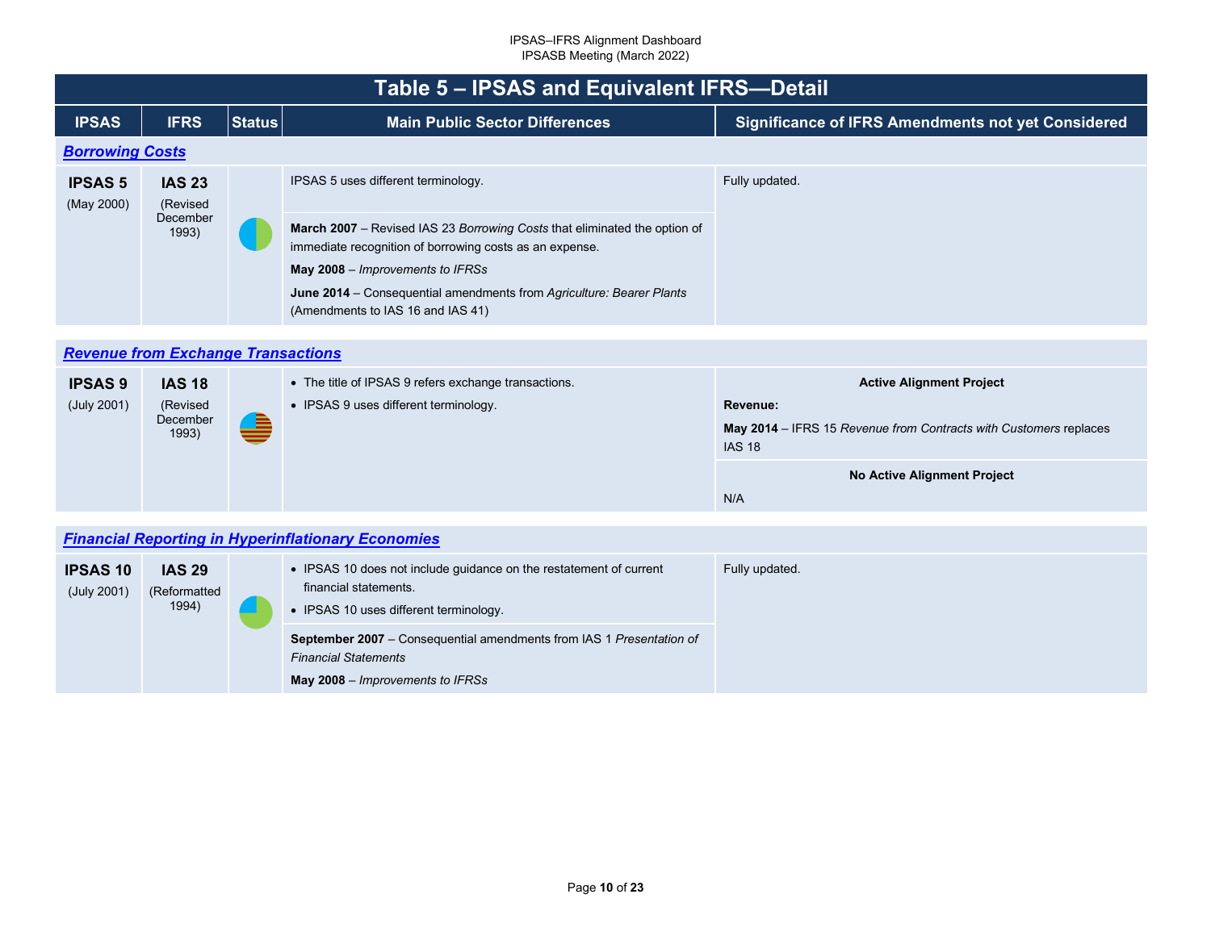## Table 5 – IPSAS and Equivalent IFRS—Detail

| IPSAS | IFRS | Status | Main Public Sector Differences | Significance of IFRS Amendments not yet Considered |
|---|---|---|---|---|
| ***Borrowing Costs*** | | | | |
| **IPSAS 5** (May 2000) | **IAS 23** (Revised December 1993) | | IPSAS 5 uses different terminology.<br><br>**March 2007** – Revised IAS 23 *Borrowing Costs* that eliminated the option of immediate recognition of borrowing costs as an expense.<br>**May 2008** – *Improvements to IFRSs*<br>**June 2014** – Consequential amendments from *Agriculture: Bearer Plants* (Amendments to IAS 16 and IAS 41) | Fully updated. |
| ***Revenue from Exchange Transactions*** | | | | |
| **IPSAS 9** (July 2001) | **IAS 18** (Revised December 1993) | | • The title of IPSAS 9 refers exchange transactions.<br>• IPSAS 9 uses different terminology. | **Active Alignment Project**<br>**Revenue:**<br>**May 2014** – IFRS 15 *Revenue from Contracts with Customers* replaces IAS 18<br><br>**No Active Alignment Project**<br>N/A |
| ***Financial Reporting in Hyperinflationary Economies*** | | | | |
| **IPSAS 10** (July 2001) | **IAS 29** (Reformatted 1994) | | • IPSAS 10 does not include guidance on the restatement of current financial statements.<br>• IPSAS 10 uses different terminology.<br><br>**September 2007** – Consequential amendments from IAS 1 *Presentation of Financial Statements*<br>**May 2008** – *Improvements to IFRSs* | Fully updated. |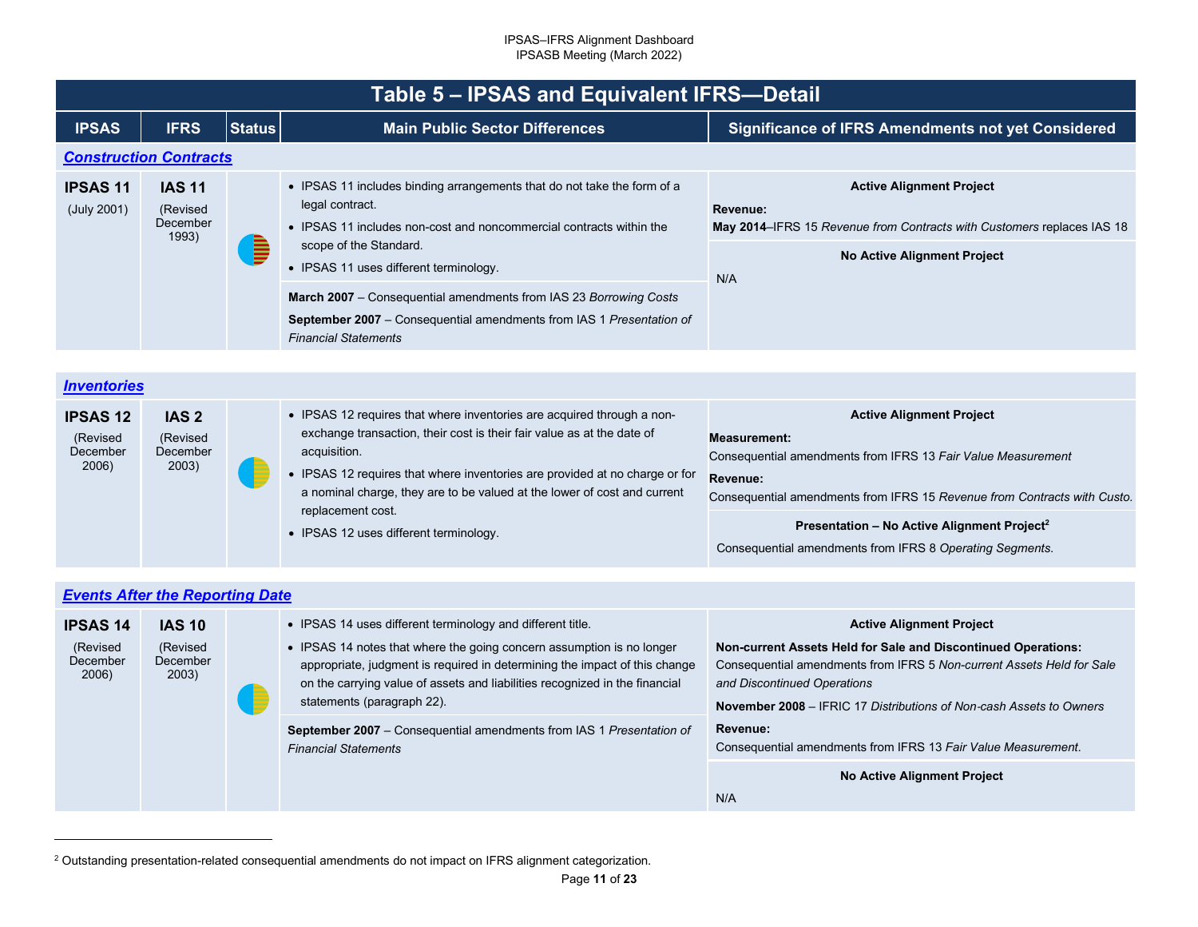## Table 5 – IPSAS and Equivalent IFRS—Detail

| IPSAS | IFRS | Status | Main Public Sector Differences | Significance of IFRS Amendments not yet Considered |
|---|---|---|---|---|
| ***Construction Contracts*** | | | | |
| **IPSAS 11** (July 2001) | **IAS 11** (Revised December 1993) | | • IPSAS 11 includes binding arrangements that do not take the form of a legal contract.<br>• IPSAS 11 includes non-cost and noncommercial contracts within the scope of the Standard.<br>• IPSAS 11 uses different terminology.<br><br>**March 2007** – Consequential amendments from IAS 23 *Borrowing Costs*<br>**September 2007** – Consequential amendments from IAS 1 *Presentation of Financial Statements* | **Active Alignment Project**<br>**Revenue:**<br>**May 2014**–IFRS 15 *Revenue from Contracts with Customers* replaces IAS 18<br><br>**No Active Alignment Project**<br>N/A |
| ***Inventories*** | | | | |
| **IPSAS 12** (Revised December 2006) | **IAS 2** (Revised December 2003) | | • IPSAS 12 requires that where inventories are acquired through a non-exchange transaction, their cost is their fair value as at the date of acquisition.<br>• IPSAS 12 requires that where inventories are provided at no charge or for a nominal charge, they are to be valued at the lower of cost and current replacement cost.<br>• IPSAS 12 uses different terminology. | **Active Alignment Project**<br>**Measurement:**<br>Consequential amendments from IFRS 13 *Fair Value Measurement*<br>**Revenue:**<br>Consequential amendments from IFRS 15 *Revenue from Contracts with Custo.*<br><br>**Presentation – No Active Alignment Project**[2]<br>Consequential amendments from IFRS 8 *Operating Segments.* |
| ***Events After the Reporting Date*** | | | | |
| **IPSAS 14** (Revised December 2006) | **IAS 10** (Revised December 2003) | | • IPSAS 14 uses different terminology and different title.<br>• IPSAS 14 notes that where the going concern assumption is no longer appropriate, judgment is required in determining the impact of this change on the carrying value of assets and liabilities recognized in the financial statements (paragraph 22).<br><br>**September 2007** – Consequential amendments from IAS 1 *Presentation of Financial Statements* | **Active Alignment Project**<br>**Non-current Assets Held for Sale and Discontinued Operations:**<br>Consequential amendments from IFRS 5 *Non-current Assets Held for Sale and Discontinued Operations*<br>**November 2008** – IFRIC 17 *Distributions of Non-cash Assets to Owners*<br>**Revenue:**<br>Consequential amendments from IFRS 13 *Fair Value Measurement.*<br><br>**No Active Alignment Project**<br>N/A |

[2] Outstanding presentation-related consequential amendments do not impact on IFRS alignment categorization.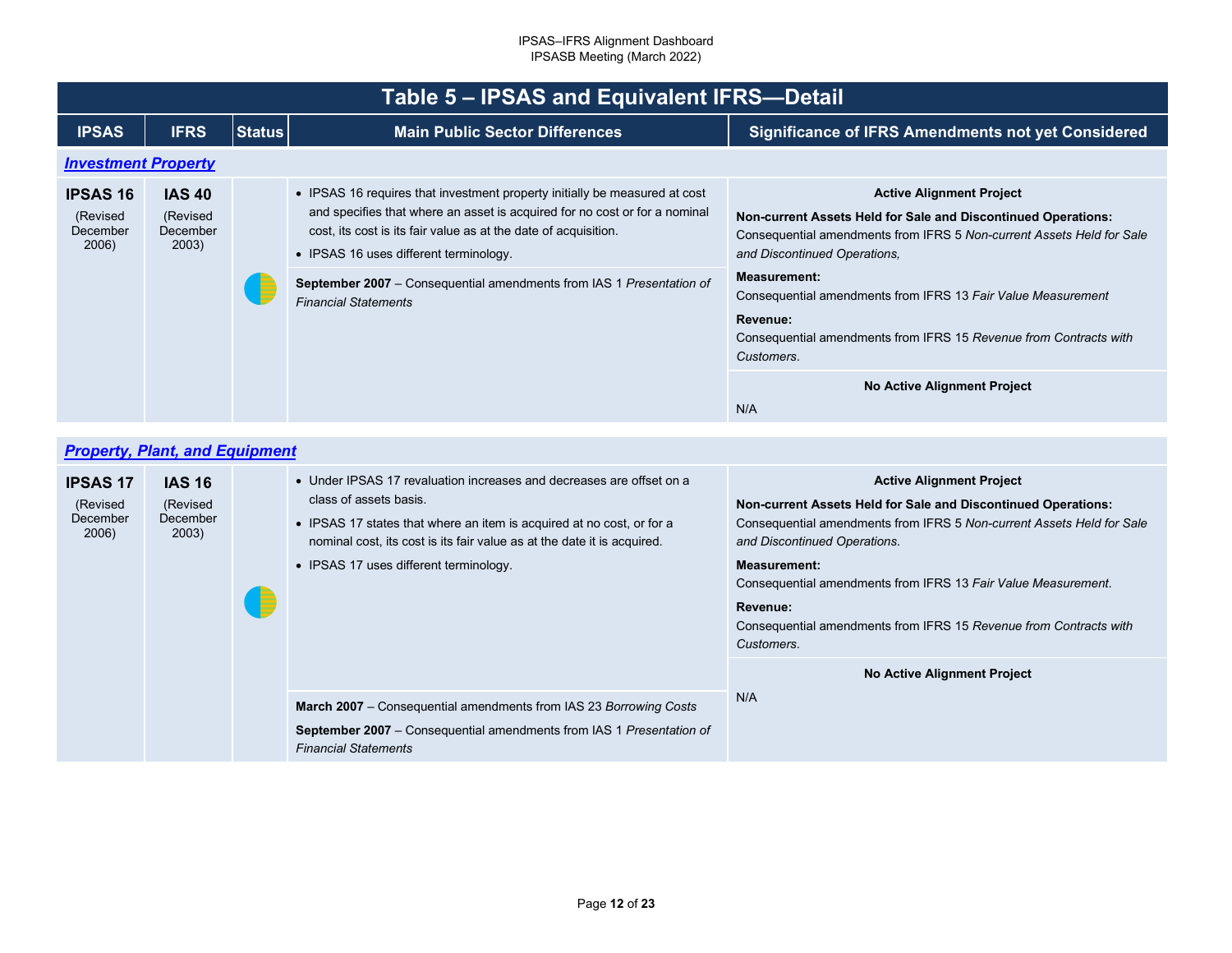## Table 5 – IPSAS and Equivalent IFRS—Detail

| IPSAS | IFRS | Status | Main Public Sector Differences | Significance of IFRS Amendments not yet Considered |
|---|---|---|---|---|
| ***Investment Property*** | | | | |
| **IPSAS 16** (Revised December 2006) | **IAS 40** (Revised December 2003) | | • IPSAS 16 requires that investment property initially be measured at cost and specifies that where an asset is acquired for no cost or for a nominal cost, its cost is its fair value as at the date of acquisition.<br>• IPSAS 16 uses different terminology.<br><br>**September 2007** – Consequential amendments from IAS 1 *Presentation of Financial Statements* | **Active Alignment Project**<br>**Non-current Assets Held for Sale and Discontinued Operations:** Consequential amendments from IFRS 5 *Non-current Assets Held for Sale and Discontinued Operations,*<br>**Measurement:** Consequential amendments from IFRS 13 *Fair Value Measurement*<br>**Revenue:** Consequential amendments from IFRS 15 *Revenue from Contracts with Customers*.<br><br>**No Active Alignment Project**<br>N/A |
| ***Property, Plant, and Equipment*** | | | | |
| **IPSAS 17** (Revised December 2006) | **IAS 16** (Revised December 2003) | | • Under IPSAS 17 revaluation increases and decreases are offset on a class of assets basis.<br>• IPSAS 17 states that where an item is acquired at no cost, or for a nominal cost, its cost is its fair value as at the date it is acquired.<br>• IPSAS 17 uses different terminology.<br><br>**March 2007** – Consequential amendments from IAS 23 *Borrowing Costs*<br>**September 2007** – Consequential amendments from IAS 1 *Presentation of Financial Statements* | **Active Alignment Project**<br>**Non-current Assets Held for Sale and Discontinued Operations:** Consequential amendments from IFRS 5 *Non-current Assets Held for Sale and Discontinued Operations.*<br>**Measurement:** Consequential amendments from IFRS 13 *Fair Value Measurement*.<br>**Revenue:** Consequential amendments from IFRS 15 *Revenue from Contracts with Customers*.<br><br>**No Active Alignment Project**<br>N/A |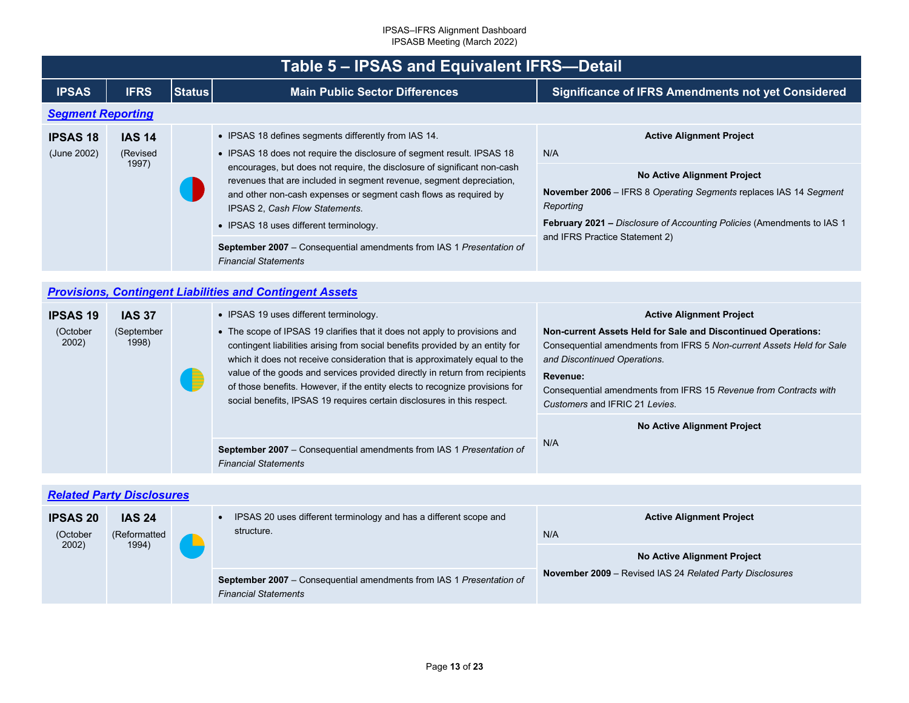# Table 5 – IPSAS and Equivalent IFRS—Detail

| IPSAS | IFRS | Status | Main Public Sector Differences | Significance of IFRS Amendments not yet Considered |
|---|---|---|---|---|
| ***Segment Reporting*** | | | | |
| **IPSAS 18** (June 2002) | **IAS 14** (Revised 1997) | | • IPSAS 18 defines segments differently from IAS 14. <br> • IPSAS 18 does not require the disclosure of segment result. IPSAS 18 encourages, but does not require, the disclosure of significant non-cash revenues that are included in segment revenue, segment depreciation, and other non-cash expenses or segment cash flows as required by IPSAS 2, *Cash Flow Statements*. <br> • IPSAS 18 uses different terminology. <br><br> **September 2007** – Consequential amendments from IAS 1 *Presentation of Financial Statements* | **Active Alignment Project** <br> N/A <br><br> **No Active Alignment Project** <br> **November 2006** – IFRS 8 *Operating Segments* replaces IAS 14 *Segment Reporting* <br> **February 2021 –** *Disclosure of Accounting Policies* (Amendments to IAS 1 and IFRS Practice Statement 2) |
| ***Provisions, Contingent Liabilities and Contingent Assets*** | | | | |
| **IPSAS 19** (October 2002) | **IAS 37** (September 1998) | | • IPSAS 19 uses different terminology. <br> • The scope of IPSAS 19 clarifies that it does not apply to provisions and contingent liabilities arising from social benefits provided by an entity for which it does not receive consideration that is approximately equal to the value of the goods and services provided directly in return from recipients of those benefits. However, if the entity elects to recognize provisions for social benefits, IPSAS 19 requires certain disclosures in this respect. <br><br> **September 2007** – Consequential amendments from IAS 1 *Presentation of Financial Statements* | **Active Alignment Project** <br> **Non-current Assets Held for Sale and Discontinued Operations:** Consequential amendments from IFRS 5 *Non-current Assets Held for Sale and Discontinued Operations*. <br> **Revenue:** <br> Consequential amendments from IFRS 15 *Revenue from Contracts with Customers* and IFRIC 21 *Levies*. <br><br> **No Active Alignment Project** <br> N/A |
| ***Related Party Disclosures*** | | | | |
| **IPSAS 20** (October 2002) | **IAS 24** (Reformatted 1994) | | • IPSAS 20 uses different terminology and has a different scope and structure. <br><br> **September 2007** – Consequential amendments from IAS 1 *Presentation of Financial Statements* | **Active Alignment Project** <br> N/A <br><br> **No Active Alignment Project** <br> **November 2009** – Revised IAS 24 *Related Party Disclosures* |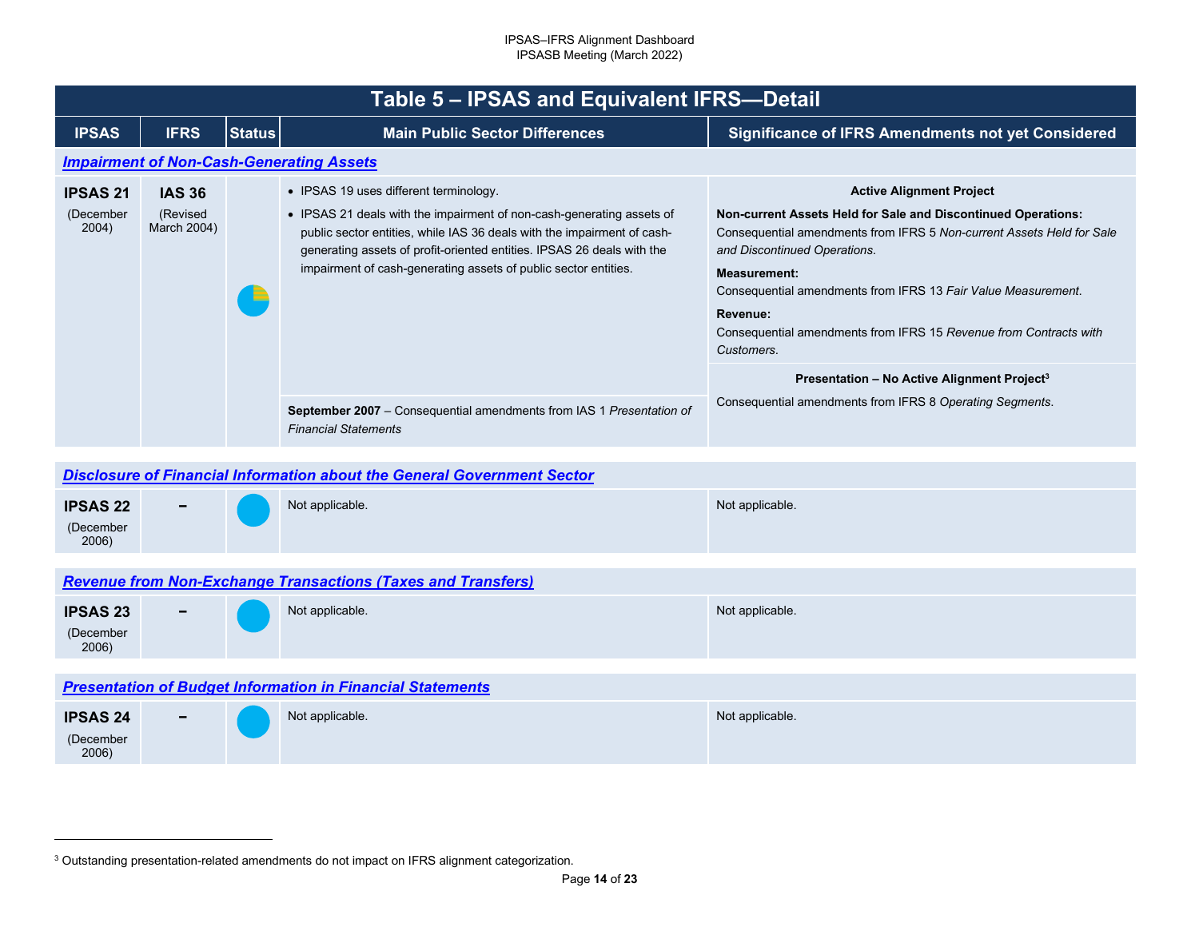## Table 5 – IPSAS and Equivalent IFRS—Detail

| IPSAS | IFRS | Status | Main Public Sector Differences | Significance of IFRS Amendments not yet Considered |
|---|---|---|---|---|
| ***Impairment of Non-Cash-Generating Assets*** | | | | |
| **IPSAS 21** (December 2004) | **IAS 36** (Revised March 2004) | | • IPSAS 19 uses different terminology.<br>• IPSAS 21 deals with the impairment of non-cash-generating assets of public sector entities, while IAS 36 deals with the impairment of cash-generating assets of profit-oriented entities. IPSAS 26 deals with the impairment of cash-generating assets of public sector entities.<br><br>**September 2007** – Consequential amendments from IAS 1 *Presentation of Financial Statements* | **Active Alignment Project**<br>**Non-current Assets Held for Sale and Discontinued Operations:** Consequential amendments from IFRS 5 *Non-current Assets Held for Sale and Discontinued Operations*.<br>**Measurement:** Consequential amendments from IFRS 13 *Fair Value Measurement*.<br>**Revenue:** Consequential amendments from IFRS 15 *Revenue from Contracts with Customers*.<br><br>**Presentation – No Active Alignment Project**[3]<br>Consequential amendments from IFRS 8 *Operating Segments*. |
| ***Disclosure of Financial Information about the General Government Sector*** | | | | |
| **IPSAS 22** (December 2006) | – | | Not applicable. | Not applicable. |
| ***Revenue from Non-Exchange Transactions (Taxes and Transfers)*** | | | | |
| **IPSAS 23** (December 2006) | – | | Not applicable. | Not applicable. |
| ***Presentation of Budget Information in Financial Statements*** | | | | |
| **IPSAS 24** (December 2006) | – | | Not applicable. | Not applicable. |

[3] Outstanding presentation-related amendments do not impact on IFRS alignment categorization.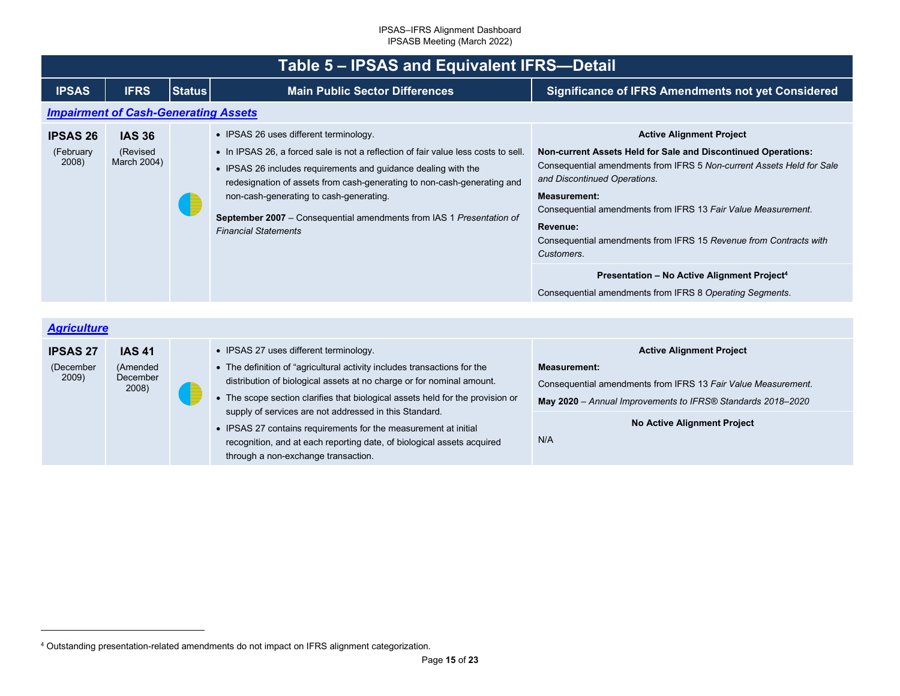## Table 5 – IPSAS and Equivalent IFRS—Detail

| IPSAS | IFRS | Status | Main Public Sector Differences | Significance of IFRS Amendments not yet Considered |
|---|---|---|---|---|
| ***Impairment of Cash-Generating Assets*** | | | | |
| **IPSAS 26** (February 2008) | **IAS 36** (Revised March 2004) | | • IPSAS 26 uses different terminology.<br>• In IPSAS 26, a forced sale is not a reflection of fair value less costs to sell.<br>• IPSAS 26 includes requirements and guidance dealing with the redesignation of assets from cash-generating to non-cash-generating and non-cash-generating to cash-generating.<br><br>**September 2007** – Consequential amendments from IAS 1 *Presentation of Financial Statements* | **Active Alignment Project**<br><br>**Non-current Assets Held for Sale and Discontinued Operations:**<br>Consequential amendments from IFRS 5 *Non-current Assets Held for Sale and Discontinued Operations*.<br><br>**Measurement:**<br>Consequential amendments from IFRS 13 *Fair Value Measurement*.<br><br>**Revenue:**<br>Consequential amendments from IFRS 15 *Revenue from Contracts with Customers*.<br><br>**Presentation – No Active Alignment Project**[4]<br>Consequential amendments from IFRS 8 *Operating Segments*. |
| ***Agriculture*** | | | | |
| **IPSAS 27** (December 2009) | **IAS 41** (Amended December 2008) | | • IPSAS 27 uses different terminology.<br>• The definition of "agricultural activity includes transactions for the distribution of biological assets at no charge or for nominal amount.<br>• The scope section clarifies that biological assets held for the provision or supply of services are not addressed in this Standard.<br>• IPSAS 27 contains requirements for the measurement at initial recognition, and at each reporting date, of biological assets acquired through a non-exchange transaction. | **Active Alignment Project**<br><br>**Measurement:**<br>Consequential amendments from IFRS 13 *Fair Value Measurement*.<br>**May 2020** – *Annual Improvements to IFRS® Standards 2018–2020*<br><br>**No Active Alignment Project**<br>N/A |

[4] Outstanding presentation-related amendments do not impact on IFRS alignment categorization.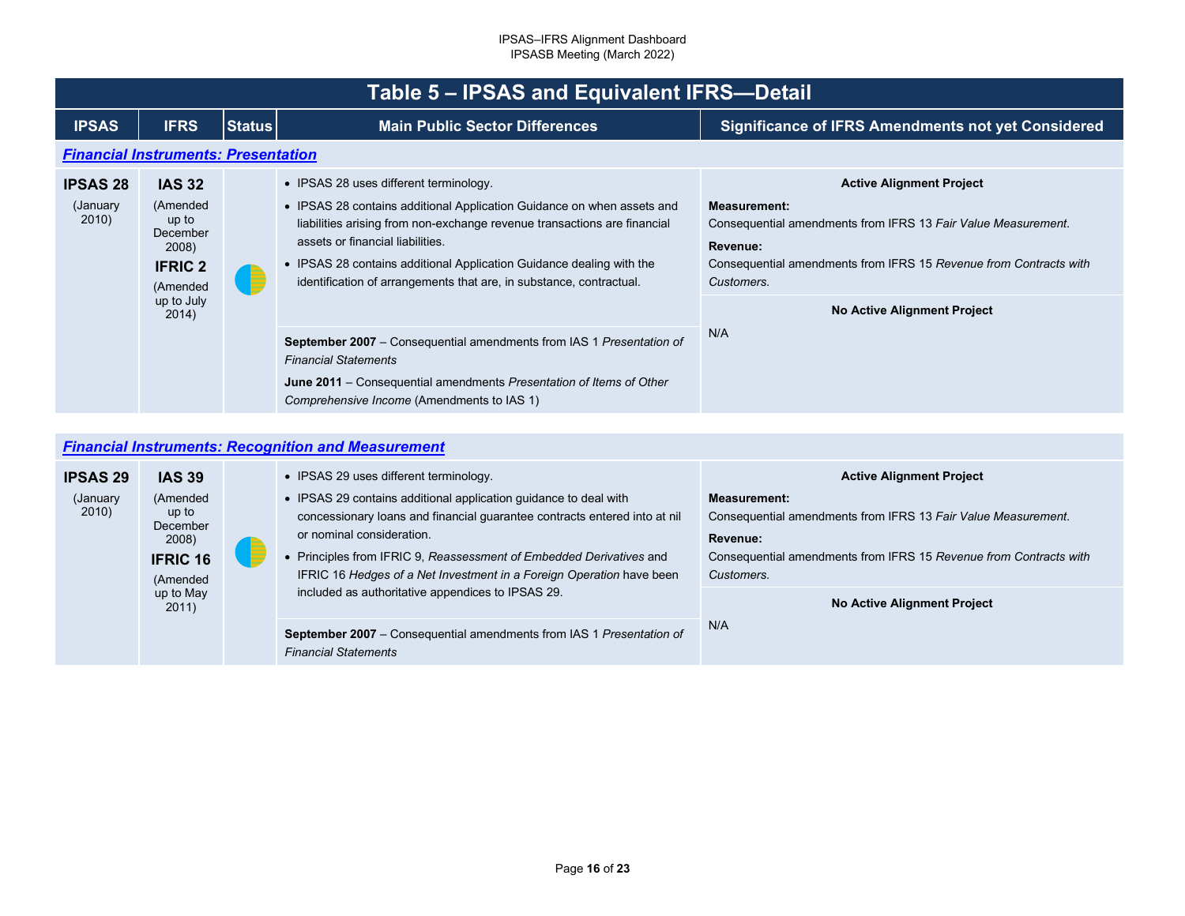## Table 5 – IPSAS and Equivalent IFRS—Detail

| IPSAS | IFRS | Status | Main Public Sector Differences | Significance of IFRS Amendments not yet Considered |
|---|---|---|---|---|
| ***Financial Instruments: Presentation*** | | | | |
| **IPSAS 28** (January 2010) | **IAS 32** (Amended up to December 2008) **IFRIC 2** (Amended up to July 2014) | | • IPSAS 28 uses different terminology.<br>• IPSAS 28 contains additional Application Guidance on when assets and liabilities arising from non-exchange revenue transactions are financial assets or financial liabilities.<br>• IPSAS 28 contains additional Application Guidance dealing with the identification of arrangements that are, in substance, contractual. | **Active Alignment Project**<br>**Measurement:**<br>Consequential amendments from IFRS 13 *Fair Value Measurement*.<br>**Revenue:**<br>Consequential amendments from IFRS 15 *Revenue from Contracts with Customers.* |
| | | | **September 2007** – Consequential amendments from IAS 1 *Presentation of Financial Statements*<br>**June 2011** – Consequential amendments *Presentation of Items of Other Comprehensive Income* (Amendments to IAS 1) | **No Active Alignment Project**<br>N/A |
| ***Financial Instruments: Recognition and Measurement*** | | | | |
| **IPSAS 29** (January 2010) | **IAS 39** (Amended up to December 2008) **IFRIC 16** (Amended up to May 2011) | | • IPSAS 29 uses different terminology.<br>• IPSAS 29 contains additional application guidance to deal with concessionary loans and financial guarantee contracts entered into at nil or nominal consideration.<br>• Principles from IFRIC 9, *Reassessment of Embedded Derivatives* and IFRIC 16 *Hedges of a Net Investment in a Foreign Operation* have been included as authoritative appendices to IPSAS 29. | **Active Alignment Project**<br>**Measurement:**<br>Consequential amendments from IFRS 13 *Fair Value Measurement*.<br>**Revenue:**<br>Consequential amendments from IFRS 15 *Revenue from Contracts with Customers.* |
| | | | **September 2007** – Consequential amendments from IAS 1 *Presentation of Financial Statements* | **No Active Alignment Project**<br>N/A |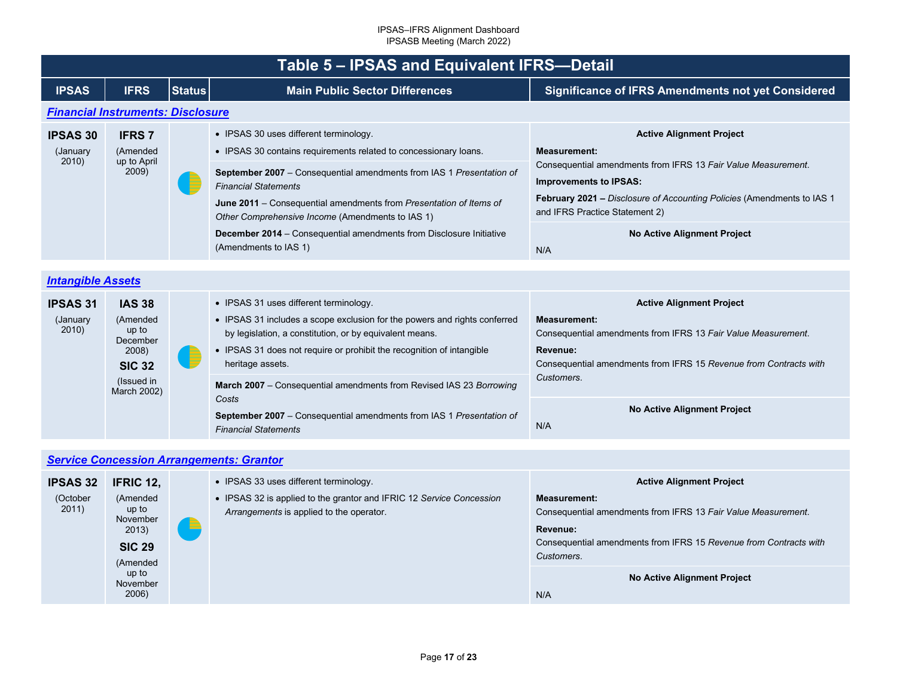## Table 5 – IPSAS and Equivalent IFRS—Detail

| IPSAS | IFRS | Status | Main Public Sector Differences | Significance of IFRS Amendments not yet Considered |
|---|---|---|---|---|
| ***Financial Instruments: Disclosure*** | | | | |
| **IPSAS 30** (January 2010) | **IFRS 7** (Amended up to April 2009) | | • IPSAS 30 uses different terminology.<br>• IPSAS 30 contains requirements related to concessionary loans.<br><br>**September 2007** – Consequential amendments from IAS 1 *Presentation of Financial Statements*<br>**June 2011** – Consequential amendments from *Presentation of Items of Other Comprehensive Income* (Amendments to IAS 1)<br>**December 2014** – Consequential amendments from Disclosure Initiative (Amendments to IAS 1) | **Active Alignment Project**<br>**Measurement:**<br>Consequential amendments from IFRS 13 *Fair Value Measurement*.<br>**Improvements to IPSAS:**<br>**February 2021 –** *Disclosure of Accounting Policies* (Amendments to IAS 1 and IFRS Practice Statement 2)<br><br>**No Active Alignment Project**<br>N/A |
| ***Intangible Assets*** | | | | |
| **IPSAS 31** (January 2010) | **IAS 38** (Amended up to December 2008)<br>**SIC 32** (Issued in March 2002) | | • IPSAS 31 uses different terminology.<br>• IPSAS 31 includes a scope exclusion for the powers and rights conferred by legislation, a constitution, or by equivalent means.<br>• IPSAS 31 does not require or prohibit the recognition of intangible heritage assets.<br><br>**March 2007** – Consequential amendments from Revised IAS 23 *Borrowing Costs*<br>**September 2007** – Consequential amendments from IAS 1 *Presentation of Financial Statements* | **Active Alignment Project**<br>**Measurement:**<br>Consequential amendments from IFRS 13 *Fair Value Measurement*.<br>**Revenue:**<br>Consequential amendments from IFRS 15 *Revenue from Contracts with Customers*.<br><br>**No Active Alignment Project**<br>N/A |
| ***Service Concession Arrangements: Grantor*** | | | | |
| **IPSAS 32** (October 2011) | **IFRIC 12,** (Amended up to November 2013)<br>**SIC 29** (Amended up to November 2006) | | • IPSAS 33 uses different terminology.<br>• IPSAS 32 is applied to the grantor and IFRIC 12 *Service Concession Arrangements* is applied to the operator. | **Active Alignment Project**<br>**Measurement:**<br>Consequential amendments from IFRS 13 *Fair Value Measurement*.<br>**Revenue:**<br>Consequential amendments from IFRS 15 *Revenue from Contracts with Customers*.<br><br>**No Active Alignment Project**<br>N/A |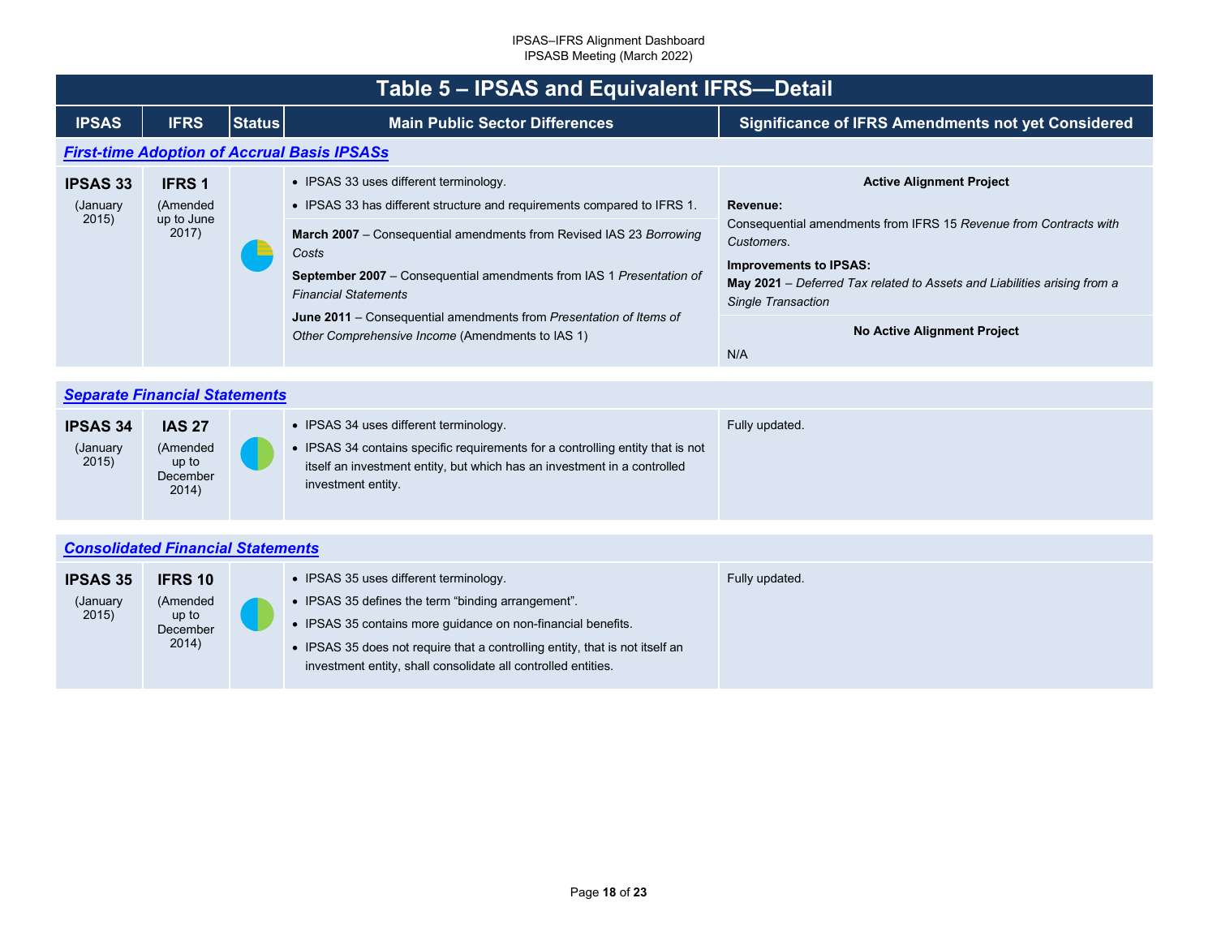# Table 5 – IPSAS and Equivalent IFRS—Detail

| IPSAS | IFRS | Status | Main Public Sector Differences | Significance of IFRS Amendments not yet Considered |
|---|---|---|---|---|
| ***First-time Adoption of Accrual Basis IPSASs*** | | | | |
| **IPSAS 33** (January 2015) | **IFRS 1** (Amended up to June 2017) | | • IPSAS 33 uses different terminology.<br>• IPSAS 33 has different structure and requirements compared to IFRS 1.<br><br>**March 2007** – Consequential amendments from Revised IAS 23 *Borrowing Costs*<br>**September 2007** – Consequential amendments from IAS 1 *Presentation of Financial Statements*<br>**June 2011** – Consequential amendments from *Presentation of Items of Other Comprehensive Income* (Amendments to IAS 1) | **Active Alignment Project**<br>**Revenue:**<br>Consequential amendments from IFRS 15 *Revenue from Contracts with Customers*.<br>**Improvements to IPSAS:**<br>**May 2021** – *Deferred Tax related to Assets and Liabilities arising from a Single Transaction*<br><br>**No Active Alignment Project**<br>N/A |
| ***Separate Financial Statements*** | | | | |
| **IPSAS 34** (January 2015) | **IAS 27** (Amended up to December 2014) | | • IPSAS 34 uses different terminology.<br>• IPSAS 34 contains specific requirements for a controlling entity that is not itself an investment entity, but which has an investment in a controlled investment entity. | Fully updated. |
| ***Consolidated Financial Statements*** | | | | |
| **IPSAS 35** (January 2015) | **IFRS 10** (Amended up to December 2014) | | • IPSAS 35 uses different terminology.<br>• IPSAS 35 defines the term "binding arrangement".<br>• IPSAS 35 contains more guidance on non-financial benefits.<br>• IPSAS 35 does not require that a controlling entity, that is not itself an investment entity, shall consolidate all controlled entities. | Fully updated. |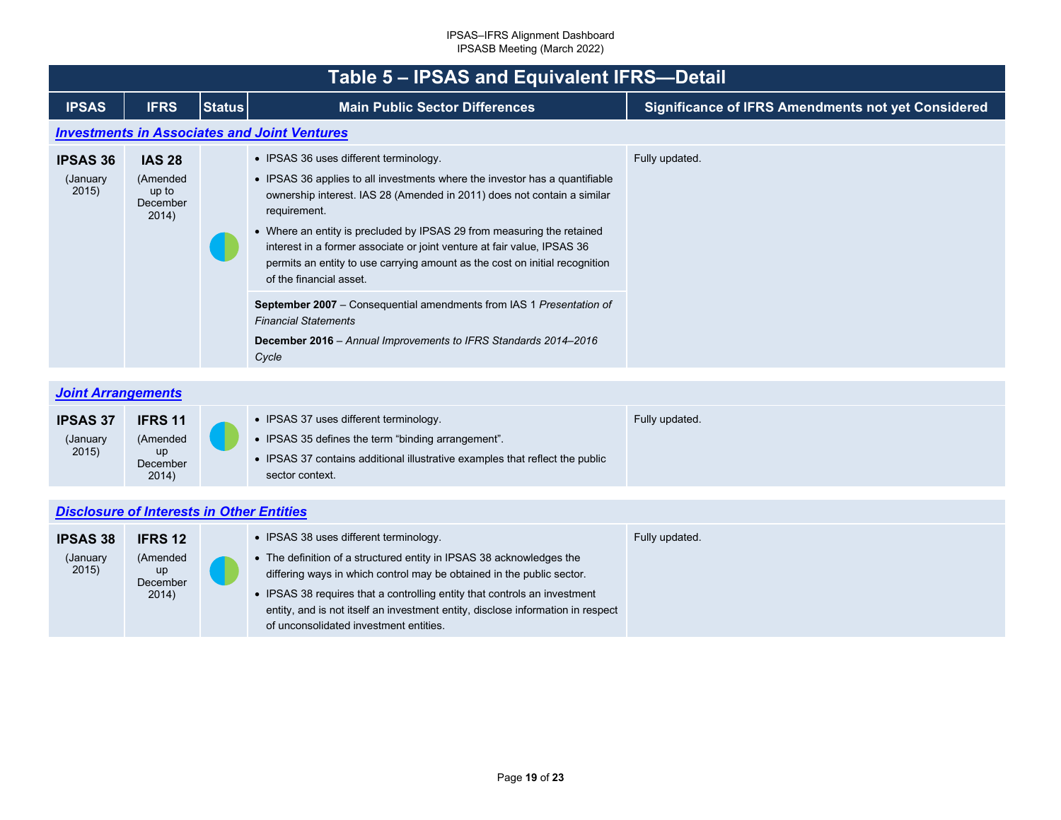## Table 5 – IPSAS and Equivalent IFRS—Detail

| IPSAS | IFRS | Status | Main Public Sector Differences | Significance of IFRS Amendments not yet Considered |
|---|---|---|---|---|
| ***Investments in Associates and Joint Ventures*** | | | | |
| **IPSAS 36** (January 2015) | **IAS 28** (Amended up to December 2014) | | • IPSAS 36 uses different terminology.<br>• IPSAS 36 applies to all investments where the investor has a quantifiable ownership interest. IAS 28 (Amended in 2011) does not contain a similar requirement.<br>• Where an entity is precluded by IPSAS 29 from measuring the retained interest in a former associate or joint venture at fair value, IPSAS 36 permits an entity to use carrying amount as the cost on initial recognition of the financial asset.<br>**September 2007** – Consequential amendments from IAS 1 *Presentation of Financial Statements*<br>**December 2016** – *Annual Improvements to IFRS Standards 2014–2016 Cycle* | Fully updated. |
| ***Joint Arrangements*** | | | | |
| **IPSAS 37** (January 2015) | **IFRS 11** (Amended up December 2014) | | • IPSAS 37 uses different terminology.<br>• IPSAS 35 defines the term "binding arrangement".<br>• IPSAS 37 contains additional illustrative examples that reflect the public sector context. | Fully updated. |
| ***Disclosure of Interests in Other Entities*** | | | | |
| **IPSAS 38** (January 2015) | **IFRS 12** (Amended up December 2014) | | • IPSAS 38 uses different terminology.<br>• The definition of a structured entity in IPSAS 38 acknowledges the differing ways in which control may be obtained in the public sector.<br>• IPSAS 38 requires that a controlling entity that controls an investment entity, and is not itself an investment entity, disclose information in respect of unconsolidated investment entities. | Fully updated. |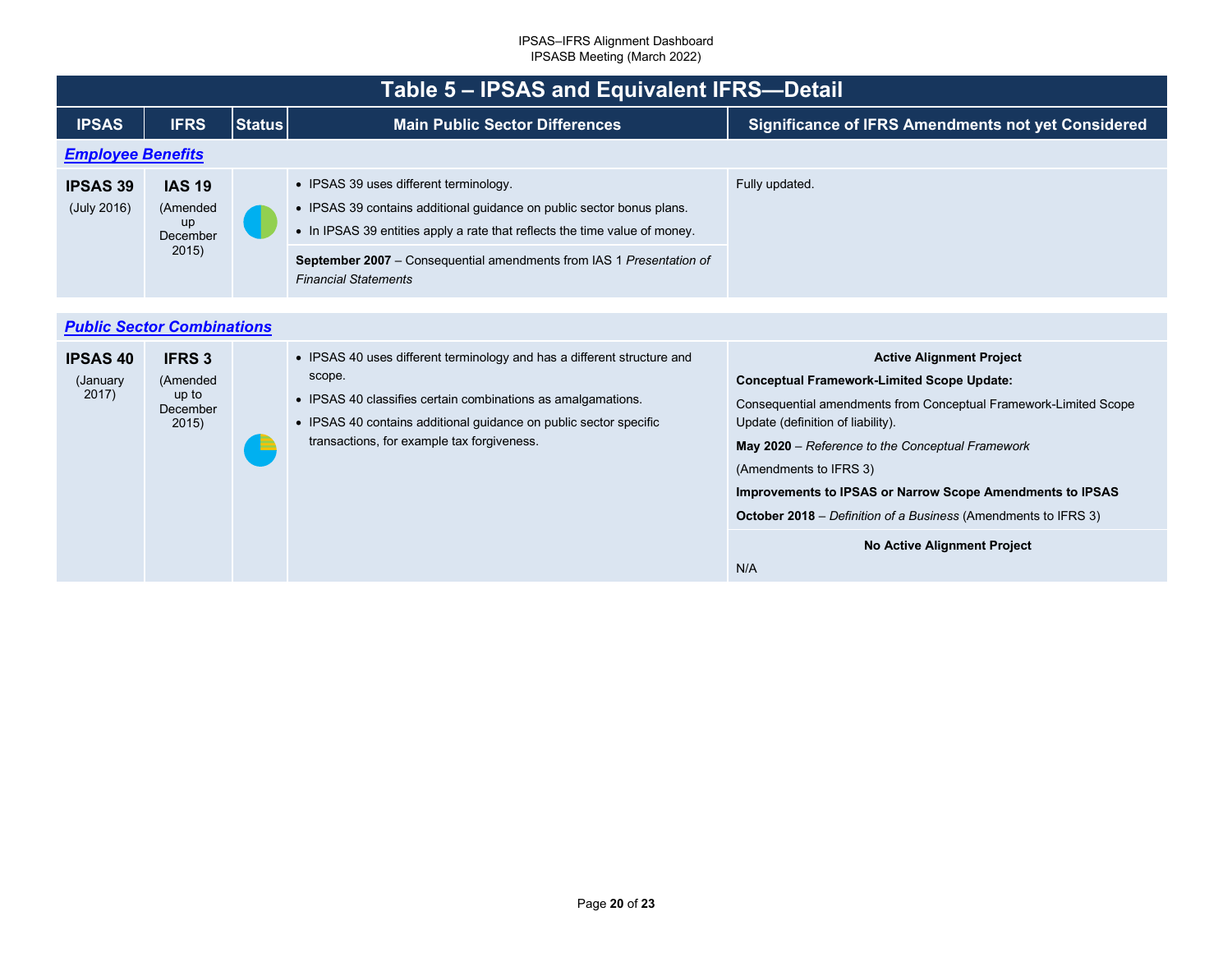## Table 5 – IPSAS and Equivalent IFRS—Detail

| IPSAS | IFRS | Status | Main Public Sector Differences | Significance of IFRS Amendments not yet Considered |
|---|---|---|---|---|
| ***Employee Benefits*** | | | | |
| **IPSAS 39** (July 2016) | **IAS 19** (Amended up December 2015) | | • IPSAS 39 uses different terminology.<br>• IPSAS 39 contains additional guidance on public sector bonus plans.<br>• In IPSAS 39 entities apply a rate that reflects the time value of money.<br>**September 2007** – Consequential amendments from IAS 1 *Presentation of Financial Statements* | Fully updated. |
| ***Public Sector Combinations*** | | | | |
| **IPSAS 40** (January 2017) | **IFRS 3** (Amended up to December 2015) | | • IPSAS 40 uses different terminology and has a different structure and scope.<br>• IPSAS 40 classifies certain combinations as amalgamations.<br>• IPSAS 40 contains additional guidance on public sector specific transactions, for example tax forgiveness. | **Active Alignment Project**<br>**Conceptual Framework-Limited Scope Update:**<br>Consequential amendments from Conceptual Framework-Limited Scope Update (definition of liability).<br>**May 2020** – *Reference to the Conceptual Framework* (Amendments to IFRS 3)<br>**Improvements to IPSAS or Narrow Scope Amendments to IPSAS**<br>**October 2018** – *Definition of a Business* (Amendments to IFRS 3)<br>**No Active Alignment Project**<br>N/A |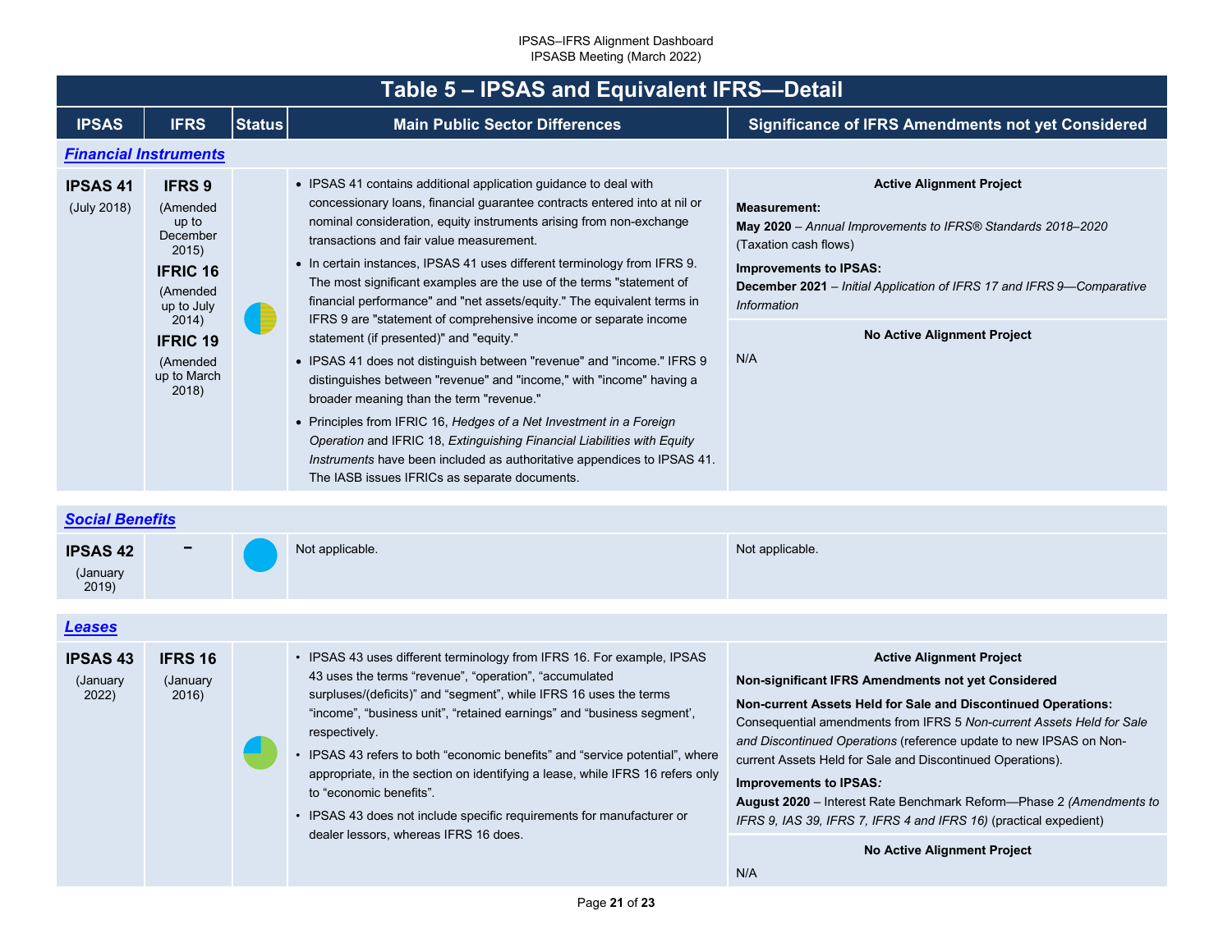## Table 5 – IPSAS and Equivalent IFRS—Detail

| IPSAS | IFRS | Status | Main Public Sector Differences | Significance of IFRS Amendments not yet Considered |
|---|---|---|---|---|
| ***Financial Instruments*** | | | | |
| **IPSAS 41** (July 2018) | **IFRS 9** (Amended up to December 2015) **IFRIC 16** (Amended up to July 2014) **IFRIC 19** (Amended up to March 2018) | | • IPSAS 41 contains additional application guidance to deal with concessionary loans, financial guarantee contracts entered into at nil or nominal consideration, equity instruments arising from non-exchange transactions and fair value measurement.<br>• In certain instances, IPSAS 41 uses different terminology from IFRS 9. The most significant examples are the use of the terms "statement of financial performance" and "net assets/equity." The equivalent terms in IFRS 9 are "statement of comprehensive income or separate income statement (if presented)" and "equity."<br>• IPSAS 41 does not distinguish between "revenue" and "income." IFRS 9 distinguishes between "revenue" and "income," with "income" having a broader meaning than the term "revenue."<br>• Principles from IFRIC 16, *Hedges of a Net Investment in a Foreign Operation* and IFRIC 18, *Extinguishing Financial Liabilities with Equity Instruments* have been included as authoritative appendices to IPSAS 41. The IASB issues IFRICs as separate documents. | **Active Alignment Project**<br>**Measurement:**<br>**May 2020** – *Annual Improvements to IFRS® Standards 2018–2020* (Taxation cash flows)<br>**Improvements to IPSAS:**<br>**December 2021** – *Initial Application of IFRS 17 and IFRS 9—Comparative Information*<br>**No Active Alignment Project**<br>N/A |
| ***Social Benefits*** | | | | |
| **IPSAS 42** (January 2019) | – | | Not applicable. | Not applicable. |
| ***Leases*** | | | | |
| **IPSAS 43** (January 2022) | **IFRS 16** (January 2016) | | • IPSAS 43 uses different terminology from IFRS 16. For example, IPSAS 43 uses the terms "revenue", "operation", "accumulated surpluses/(deficits)" and "segment", while IFRS 16 uses the terms "income", "business unit", "retained earnings" and "business segment', respectively.<br>• IPSAS 43 refers to both "economic benefits" and "service potential", where appropriate, in the section on identifying a lease, while IFRS 16 refers only to "economic benefits".<br>• IPSAS 43 does not include specific requirements for manufacturer or dealer lessors, whereas IFRS 16 does. | **Active Alignment Project**<br>**Non-significant IFRS Amendments not yet Considered**<br>**Non-current Assets Held for Sale and Discontinued Operations:** Consequential amendments from IFRS 5 *Non-current Assets Held for Sale and Discontinued Operations* (reference update to new IPSAS on Non-current Assets Held for Sale and Discontinued Operations).<br>**Improvements to IPSAS*:***<br>**August 2020** – Interest Rate Benchmark Reform—Phase 2 *(Amendments to IFRS 9, IAS 39, IFRS 7, IFRS 4 and IFRS 16)* (practical expedient)<br>**No Active Alignment Project**<br>N/A |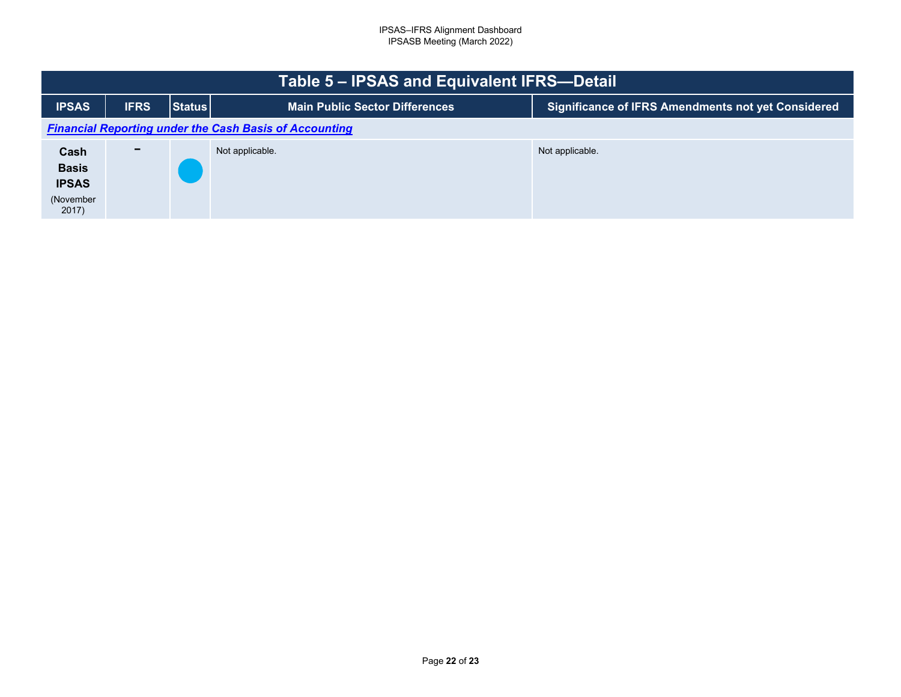# Table 5 – IPSAS and Equivalent IFRS—Detail

| IPSAS | IFRS | Status | Main Public Sector Differences | Significance of IFRS Amendments not yet Considered |
|---|---|---|---|---|
| ***Financial Reporting under the Cash Basis of Accounting*** | | | | |
| **Cash Basis IPSAS** (November 2017) | – | ● | Not applicable. | Not applicable. |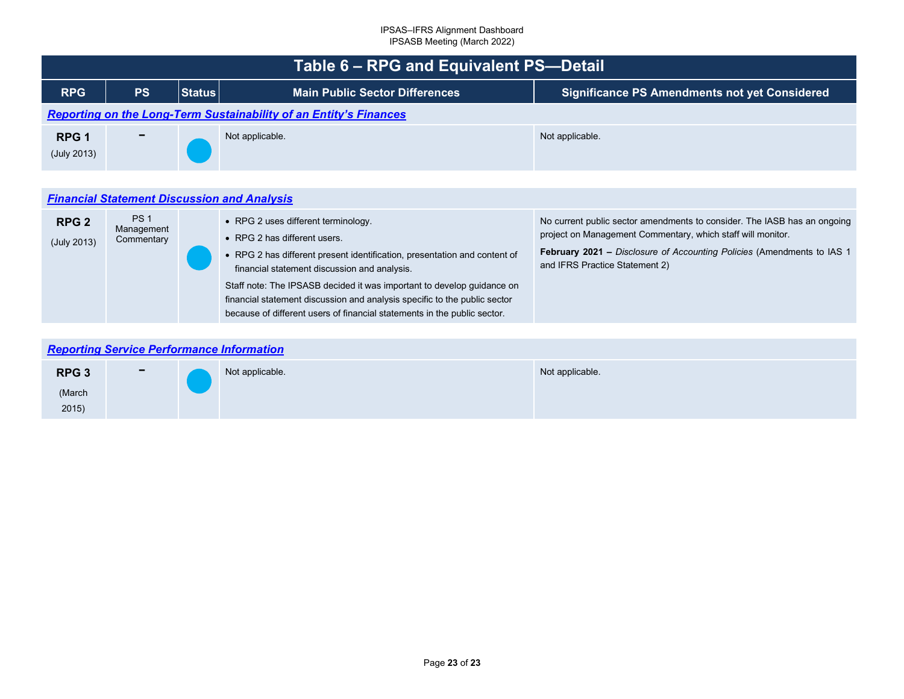## Table 6 – RPG and Equivalent PS—Detail

| RPG | PS | Status | Main Public Sector Differences | Significance PS Amendments not yet Considered |
|---|---|---|---|---|
| ***Reporting on the Long-Term Sustainability of an Entity's Finances*** | | | | |
| **RPG 1** (July 2013) | – | ● | Not applicable. | Not applicable. |
| ***Financial Statement Discussion and Analysis*** | | | | |
| **RPG 2** (July 2013) | PS 1 Management Commentary | ● | • RPG 2 uses different terminology.<br>• RPG 2 has different users.<br>• RPG 2 has different present identification, presentation and content of financial statement discussion and analysis.<br>Staff note: The IPSASB decided it was important to develop guidance on financial statement discussion and analysis specific to the public sector because of different users of financial statements in the public sector. | No current public sector amendments to consider. The IASB has an ongoing project on Management Commentary, which staff will monitor.<br>**February 2021 –** *Disclosure of Accounting Policies* (Amendments to IAS 1 and IFRS Practice Statement 2) |
| ***Reporting Service Performance Information*** | | | | |
| **RPG 3** (March 2015) | – | ● | Not applicable. | Not applicable. |